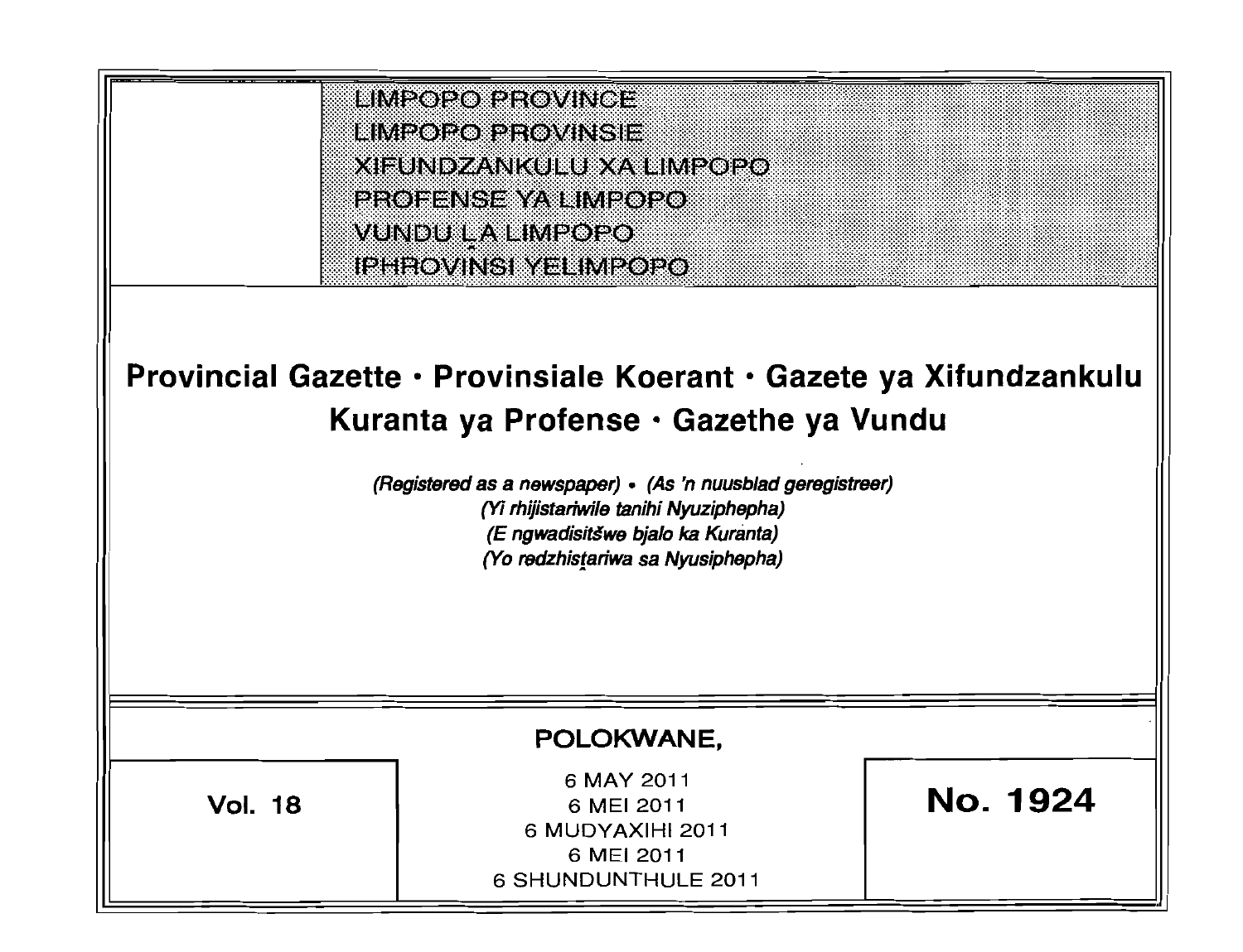LIMPOPO PROVINCE
LIMPOPO PROVINSIE
XIFUNDZANKULU XA LIMPOPO
PROFENSE YA LIMPOPO
VUNDU LA LIMPOPO
IPHROVINSI YELIMPOPO

# Provincial Gazette • Provinsiale Koerant • Gazete ya Xifundzankulu Kuranta ya Profense • Gazethe ya Vundu

*(Registered as a newspaper) • (As 'n nuusblad geregistreer)*
*(Yi rhijistariwile tanihi Nyuziphepha)*
*(E ngwadisitšwe bjalo ka Kuranta)*
*(Yo redzhistariwa sa Nyusiphepha)*

**POLOKWANE,**

**Vol. 18**

6 MAY 2011
6 MEI 2011
6 MUDYAXIHI 2011
6 MEI 2011
6 SHUNDUNTHULE 2011

**No. 1924**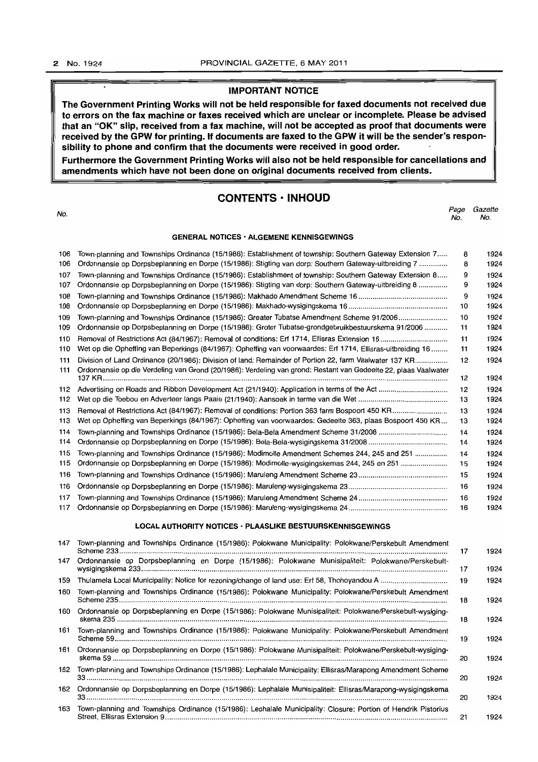**IMPORTANT NOTICE**

**The Government Printing Works will not be held responsible for faxed documents not received due to errors on the fax machine or faxes received which are unclear or incomplete. Please be advised that an "OK" slip, received from a fax machine, will not be accepted as proof that documents were received by the GPW for printing. If documents are faxed to the GPW it will be the sender's responsibility to phone and confirm that the documents were received in good order.**

**Furthermore the Government Printing Works will also not be held responsible for cancellations and amendments which have not been done on original documents received from clients.**

## CONTENTS · INHOUD

| No. | | Page No. | Gazette No. |
|---|---|---|---|
| | **GENERAL NOTICES · ALGEMENE KENNISGEWINGS** | | |
| 106 | Town-planning and Townships Ordinance (15/1986): Establishment of township: Southern Gateway Extension 7 | 8 | 1924 |
| 106 | Ordonnansie op Dorpsbeplanning en Dorpe (15/1986): Stigting van dorp: Southern Gateway-uitbreiding 7 | 8 | 1924 |
| 107 | Town-planning and Townships Ordinance (15/1986): Establishment of township: Southern Gateway Extension 8 | 9 | 1924 |
| 107 | Ordonnansie op Dorpsbeplanning en Dorpe (15/1986): Stigting van dorp: Southern Gateway-uitbreiding 8 | 9 | 1924 |
| 108 | Town-planning and Townships Ordinance (15/1986): Makhado Amendment Scheme 16 | 9 | 1924 |
| 108 | Ordonnansie op Dorpsbeplanning en Dorpe (15/1986): Makhado-wysigingskema 16 | 10 | 1924 |
| 109 | Town-planning and Townships Ordinance (15/1986): Greater Tubatse Amendment Scheme 91/2006 | 10 | 1924 |
| 109 | Ordonnansie op Dorpsbeplanning en Dorpe (15/1986): Groter Tubatse-grondgebruikbestuurskema 91/2006 | 11 | 1924 |
| 110 | Removal of Restrictions Act (84/1967): Removal of conditions: Erf 1714, Ellisras Extension 16 | 11 | 1924 |
| 110 | Wet op die Opheffing van Beperkings (84/1967): Opheffing van voorwaardes: Erf 1714, Ellisras-uitbreiding 16 | 11 | 1924 |
| 111 | Division of Land Ordinance (20/1986): Division of land: Remainder of Portion 22, farm Vaalwater 137 KR | 12 | 1924 |
| 111 | Ordonnansie op die Verdeling van Grond (20/1986): Verdeling van grond: Restant van Gedeelte 22, plaas Vaalwater 137 KR | 12 | 1924 |
| 112 | Advertising on Roads and Ribbon Development Act (21/1940): Application in terms of the Act | 12 | 1924 |
| 112 | Wet op die Toebou en Adverteer langs Paaie (21/1940): Aansoek in terme van die Wet | 13 | 1924 |
| 113 | Removal of Restrictions Act (84/1967): Removal of conditions: Portion 363 farm Bospoort 450 KR | 13 | 1924 |
| 113 | Wet op Opheffing van Beperkings (84/1967): Opheffing van voorwaardes: Gedeelte 363, plaas Bospoort 450 KR | 13 | 1924 |
| 114 | Town-planning and Townships Ordinance (15/1986): Bela-Bela Amendment Scheme 31/2008 | 14 | 1924 |
| 114 | Ordonnansie op Dorpsbeplanning en Dorpe (15/1986): Bela-Bela-wysigingskema 31/2008 | 14 | 1924 |
| 115 | Town-planning and Townships Ordinance (15/1986): Modimolle Amendment Schemes 244, 245 and 251 | 14 | 1924 |
| 115 | Ordonnansie op Dorpsbeplanning en Dorpe (15/1986): Modimolle-wysigingskemas 244, 245 en 251 | 15 | 1924 |
| 116 | Town-planning and Townships Ordinance (15/1986): Maruleng Amendment Scheme 23 | 15 | 1924 |
| 116 | Ordonnansie op Dorpsbeplanning en Dorpe (15/1986): Maruleng-wysigingskema 23 | 16 | 1924 |
| 117 | Town-planning and Townships Ordinance (15/1986): Maruleng Amendment Scheme 24 | 16 | 1924 |
| 117 | Ordonnansie op Dorpsbeplanning en Dorpe (15/1986): Maruleng-wysigingskema 24 | 16 | 1924 |
| | **LOCAL AUTHORITY NOTICES · PLAASLIKE BESTUURSKENNISGEWINGS** | | |
| 147 | Town-planning and Townships Ordinance (15/1986): Polokwane Municipality: Polokwane/Perskebult Amendment Scheme 233 | 17 | 1924 |
| 147 | Ordonnansie op Dorpsbeplanning en Dorpe (15/1986): Polokwane Munisipaliteit: Polokwane/Perskebult-wysigingskema 233 | 17 | 1924 |
| 159 | Thulamela Local Municipality: Notice for rezoning/change of land use: Erf 58, Thohoyandou A | 19 | 1924 |
| 160 | Town-planning and Townships Ordinance (15/1986): Polokwane Municipality: Polokwane/Perskebult Amendment Scheme 235 | 18 | 1924 |
| 160 | Ordonnansie op Dorpsbeplanning en Dorpe (15/1986): Polokwane Munisipaliteit: Polokwane/Perskebult-wysigingskema 235 | 18 | 1924 |
| 161 | Town-planning and Townships Ordinance (15/1986): Polokwane Municipality: Polokwane/Perskebult Amendment Scheme 59 | 19 | 1924 |
| 161 | Ordonnansie op Dorpsbeplanning en Dorpe (15/1986): Polokwane Munisipaliteit: Polokwane/Perskebult-wysigingskema 59 | 20 | 1924 |
| 162 | Town-planning and Townships Ordinance (15/1986): Lephalale Municipality: Ellisras/Marapong Amendment Scheme 33 | 20 | 1924 |
| 162 | Ordonnansie op Dorpsbeplanning en Dorpe (15/1986): Lephalale Munisipaliteit: Ellisras/Marapong-wysigingskema 33 | 20 | 1924 |
| 163 | Town-planning and Townships Ordinance (15/1986): Lephalale Municipality: Closure: Portion of Hendrik Pistorius Street, Ellisras Extension 9 | 21 | 1924 |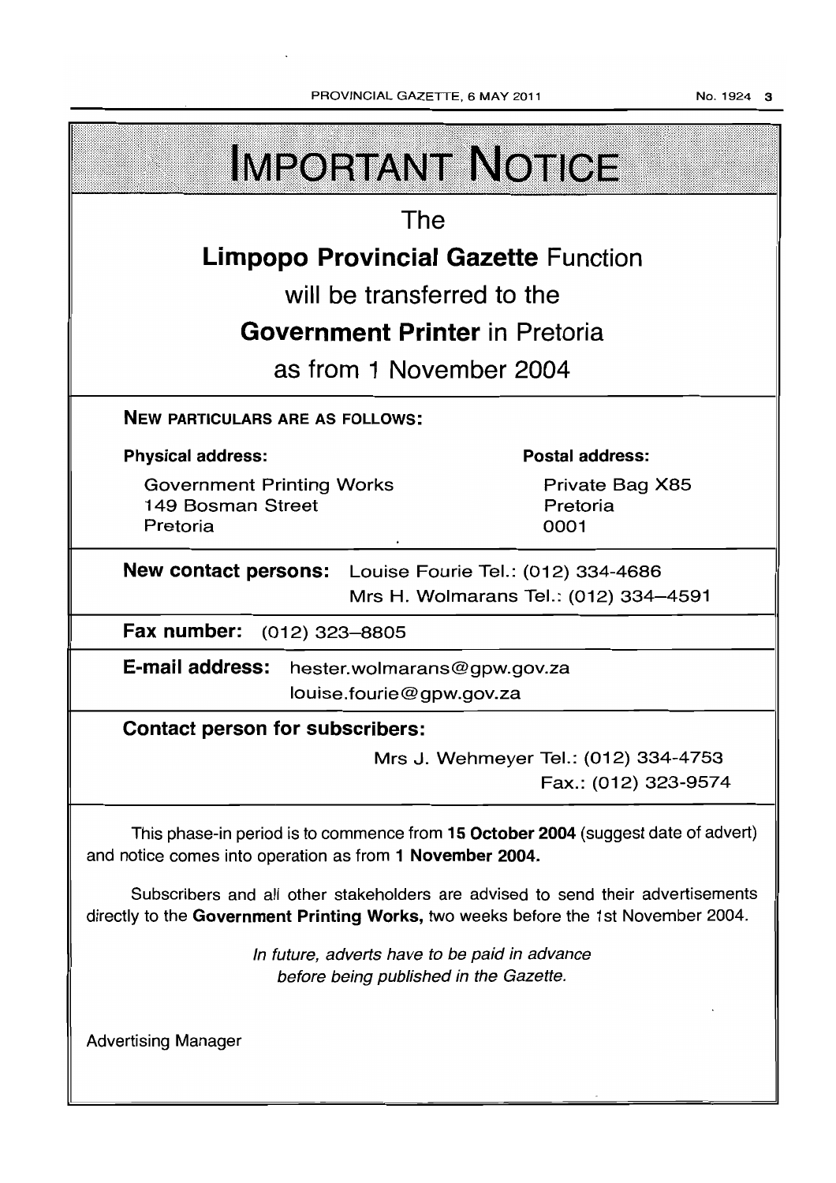# IMPORTANT NOTICE

The

**Limpopo Provincial Gazette** Function

will be transferred to the

**Government Printer** in Pretoria

as from 1 November 2004

**NEW PARTICULARS ARE AS FOLLOWS:**

**Physical address:**

Government Printing Works
149 Bosman Street
Pretoria

**Postal address:**

Private Bag X85
Pretoria
0001

**New contact persons:** Louise Fourie Tel.: (012) 334-4686
Mrs H. Wolmarans Tel.: (012) 334–4591

**Fax number:** (012) 323–8805

**E-mail address:** hester.wolmarans@gpw.gov.za
louise.fourie@gpw.gov.za

**Contact person for subscribers:**

Mrs J. Wehmeyer Tel.: (012) 334-4753
Fax.: (012) 323-9574

This phase-in period is to commence from **15 October 2004** (suggest date of advert) and notice comes into operation as from **1 November 2004.**

Subscribers and all other stakeholders are advised to send their advertisements directly to the **Government Printing Works,** two weeks before the 1st November 2004.

*In future, adverts have to be paid in advance before being published in the Gazette.*

Advertising Manager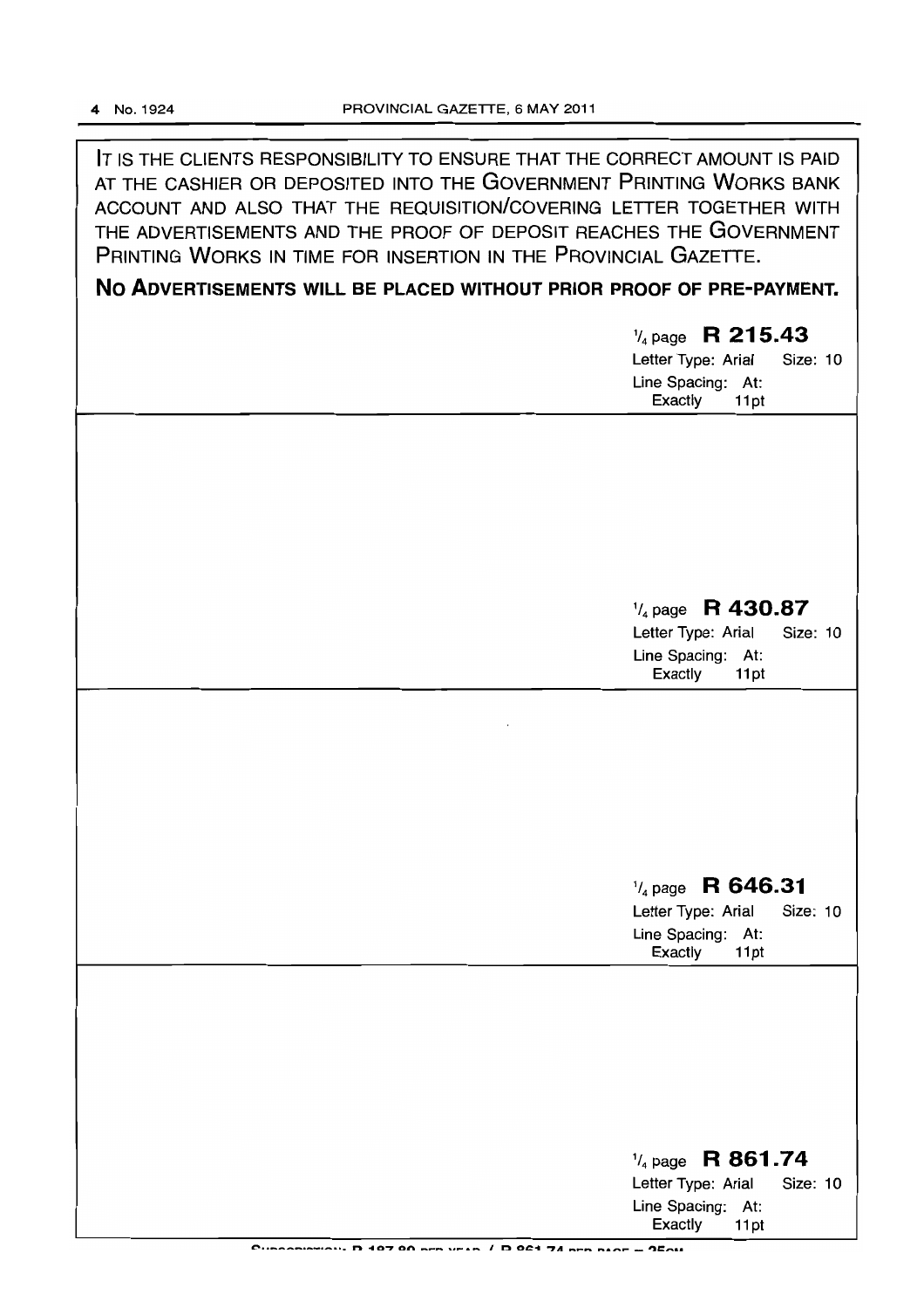IT IS THE CLIENTS RESPONSIBILITY TO ENSURE THAT THE CORRECT AMOUNT IS PAID AT THE CASHIER OR DEPOSITED INTO THE GOVERNMENT PRINTING WORKS BANK ACCOUNT AND ALSO THAT THE REQUISITION/COVERING LETTER TOGETHER WITH THE ADVERTISEMENTS AND THE PROOF OF DEPOSIT REACHES THE GOVERNMENT PRINTING WORKS IN TIME FOR INSERTION IN THE PROVINCIAL GAZETTE.

**NO ADVERTISEMENTS WILL BE PLACED WITHOUT PRIOR PROOF OF PRE-PAYMENT.**

1/4 page **R 215.43**
Letter Type: Arial Size: 10
Line Spacing: At: Exactly 11pt

---

1/4 page **R 430.87**
Letter Type: Arial Size: 10
Line Spacing: At: Exactly 11pt

---

1/4 page **R 646.31**
Letter Type: Arial Size: 10
Line Spacing: At: Exactly 11pt

---

1/4 page **R 861.74**
Letter Type: Arial Size: 10
Line Spacing: At: Exactly 11pt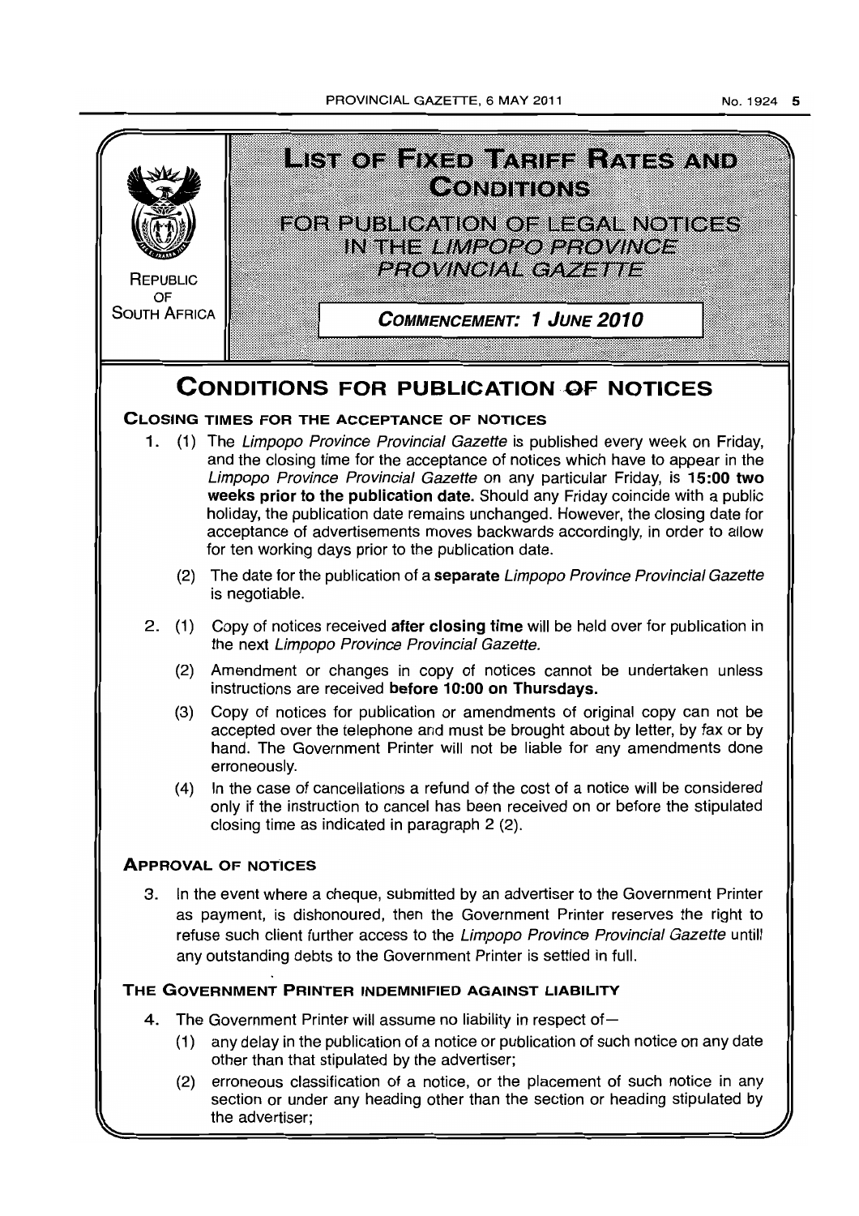REPUBLIC OF SOUTH AFRICA

# LIST OF FIXED TARIFF RATES AND CONDITIONS

## FOR PUBLICATION OF LEGAL NOTICES IN THE *LIMPOPO PROVINCE PROVINCIAL GAZETTE*

**COMMENCEMENT: 1 JUNE 2010**

# CONDITIONS FOR PUBLICATION OF NOTICES

### CLOSING TIMES FOR THE ACCEPTANCE OF NOTICES

1. (1) The *Limpopo Province Provincial Gazette* is published every week on Friday, and the closing time for the acceptance of notices which have to appear in the *Limpopo Province Provincial Gazette* on any particular Friday, is **15:00 two weeks prior to the publication date.** Should any Friday coincide with a public holiday, the publication date remains unchanged. However, the closing date for acceptance of advertisements moves backwards accordingly, in order to allow for ten working days prior to the publication date.

   (2) The date for the publication of a **separate** *Limpopo Province Provincial Gazette* is negotiable.

2. (1) Copy of notices received **after closing time** will be held over for publication in the next *Limpopo Province Provincial Gazette.*

   (2) Amendment or changes in copy of notices cannot be undertaken unless instructions are received **before 10:00 on Thursdays.**

   (3) Copy of notices for publication or amendments of original copy can not be accepted over the telephone and must be brought about by letter, by fax or by hand. The Government Printer will not be liable for any amendments done erroneously.

   (4) In the case of cancellations a refund of the cost of a notice will be considered only if the instruction to cancel has been received on or before the stipulated closing time as indicated in paragraph 2 (2).

### APPROVAL OF NOTICES

3. In the event where a cheque, submitted by an advertiser to the Government Printer as payment, is dishonoured, then the Government Printer reserves the right to refuse such client further access to the *Limpopo Province Provincial Gazette* untill any outstanding debts to the Government Printer is settled in full.

### THE GOVERNMENT PRINTER INDEMNIFIED AGAINST LIABILITY

4. The Government Printer will assume no liability in respect of—

   (1) any delay in the publication of a notice or publication of such notice on any date other than that stipulated by the advertiser;

   (2) erroneous classification of a notice, or the placement of such notice in any section or under any heading other than the section or heading stipulated by the advertiser;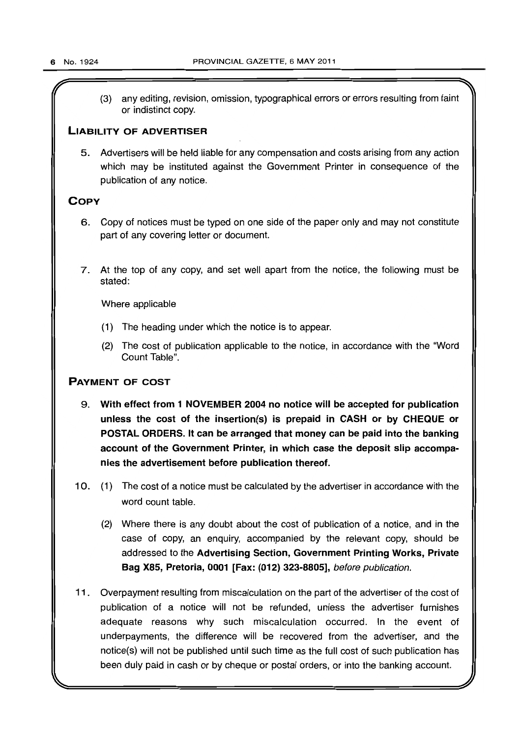(3) any editing, revision, omission, typographical errors or errors resulting from faint or indistinct copy.

## Liability of Advertiser

5. Advertisers will be held liable for any compensation and costs arising from any action which may be instituted against the Government Printer in consequence of the publication of any notice.

## Copy

6. Copy of notices must be typed on one side of the paper only and may not constitute part of any covering letter or document.

7. At the top of any copy, and set well apart from the notice, the following must be stated:

   Where applicable

   (1) The heading under which the notice is to appear.

   (2) The cost of publication applicable to the notice, in accordance with the "Word Count Table".

## Payment of Cost

9. **With effect from 1 NOVEMBER 2004 no notice will be accepted for publication unless the cost of the insertion(s) is prepaid in CASH or by CHEQUE or POSTAL ORDERS. It can be arranged that money can be paid into the banking account of the Government Printer, in which case the deposit slip accompanies the advertisement before publication thereof.**

10. (1) The cost of a notice must be calculated by the advertiser in accordance with the word count table.

    (2) Where there is any doubt about the cost of publication of a notice, and in the case of copy, an enquiry, accompanied by the relevant copy, should be addressed to the **Advertising Section, Government Printing Works, Private Bag X85, Pretoria, 0001 [Fax: (012) 323-8805],** *before publication.*

11. Overpayment resulting from miscalculation on the part of the advertiser of the cost of publication of a notice will not be refunded, unless the advertiser furnishes adequate reasons why such miscalculation occurred. In the event of underpayments, the difference will be recovered from the advertiser, and the notice(s) will not be published until such time as the full cost of such publication has been duly paid in cash or by cheque or postal orders, or into the banking account.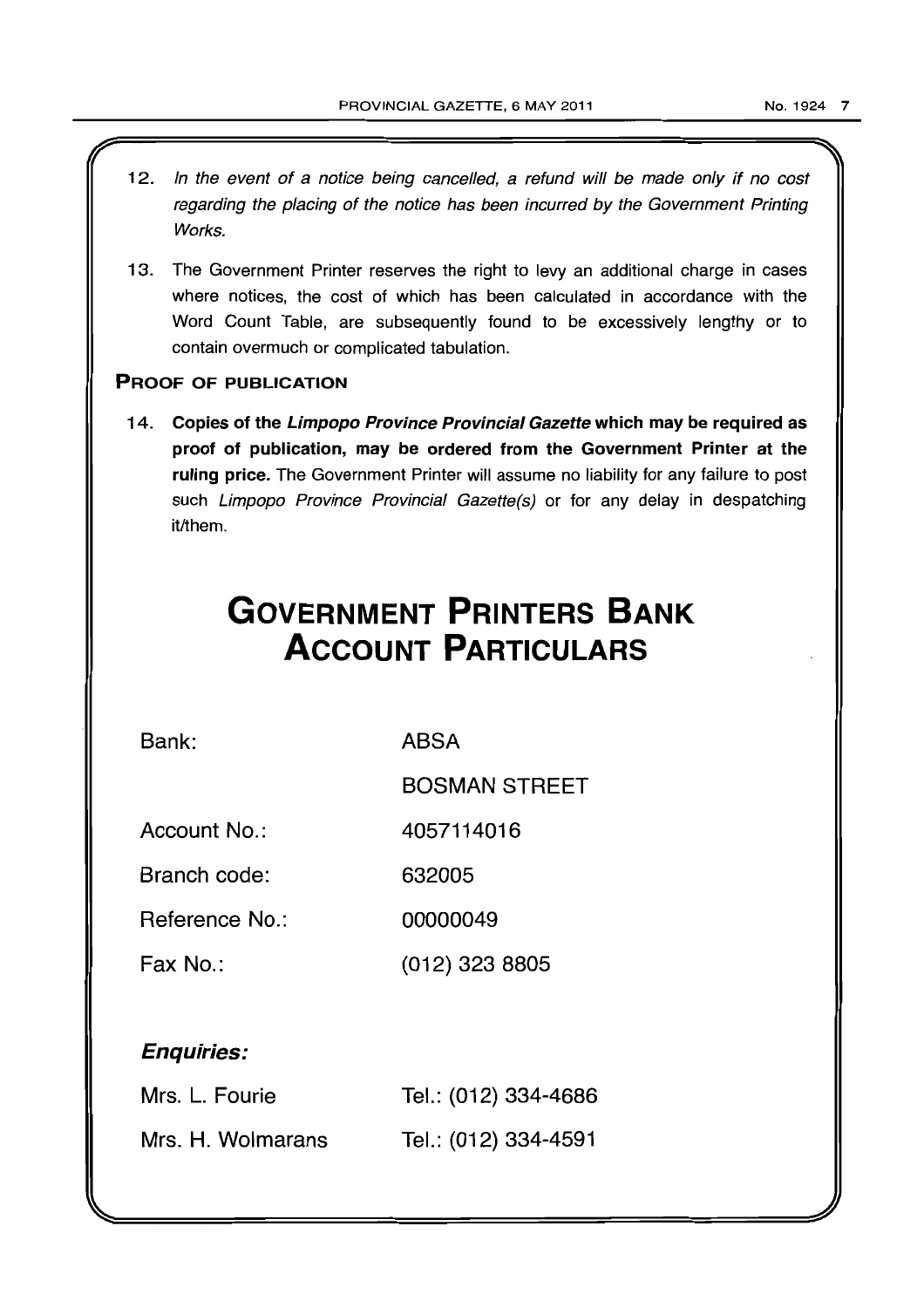12. *In the event of a notice being cancelled, a refund will be made only if no cost regarding the placing of the notice has been incurred by the Government Printing Works.*

13. The Government Printer reserves the right to levy an additional charge in cases where notices, the cost of which has been calculated in accordance with the Word Count Table, are subsequently found to be excessively lengthy or to contain overmuch or complicated tabulation.

### PROOF OF PUBLICATION

14. **Copies of the *Limpopo Province Provincial Gazette* which may be required as proof of publication, may be ordered from the Government Printer at the ruling price.** The Government Printer will assume no liability for any failure to post such *Limpopo Province Provincial Gazette(s)* or for any delay in despatching it/them.

# GOVERNMENT PRINTERS BANK ACCOUNT PARTICULARS

| | |
|---|---|
| Bank: | ABSA |
| | BOSMAN STREET |
| Account No.: | 4057114016 |
| Branch code: | 632005 |
| Reference No.: | 00000049 |
| Fax No.: | (012) 323 8805 |

***Enquiries:***

| | |
|---|---|
| Mrs. L. Fourie | Tel.: (012) 334-4686 |
| Mrs. H. Wolmarans | Tel.: (012) 334-4591 |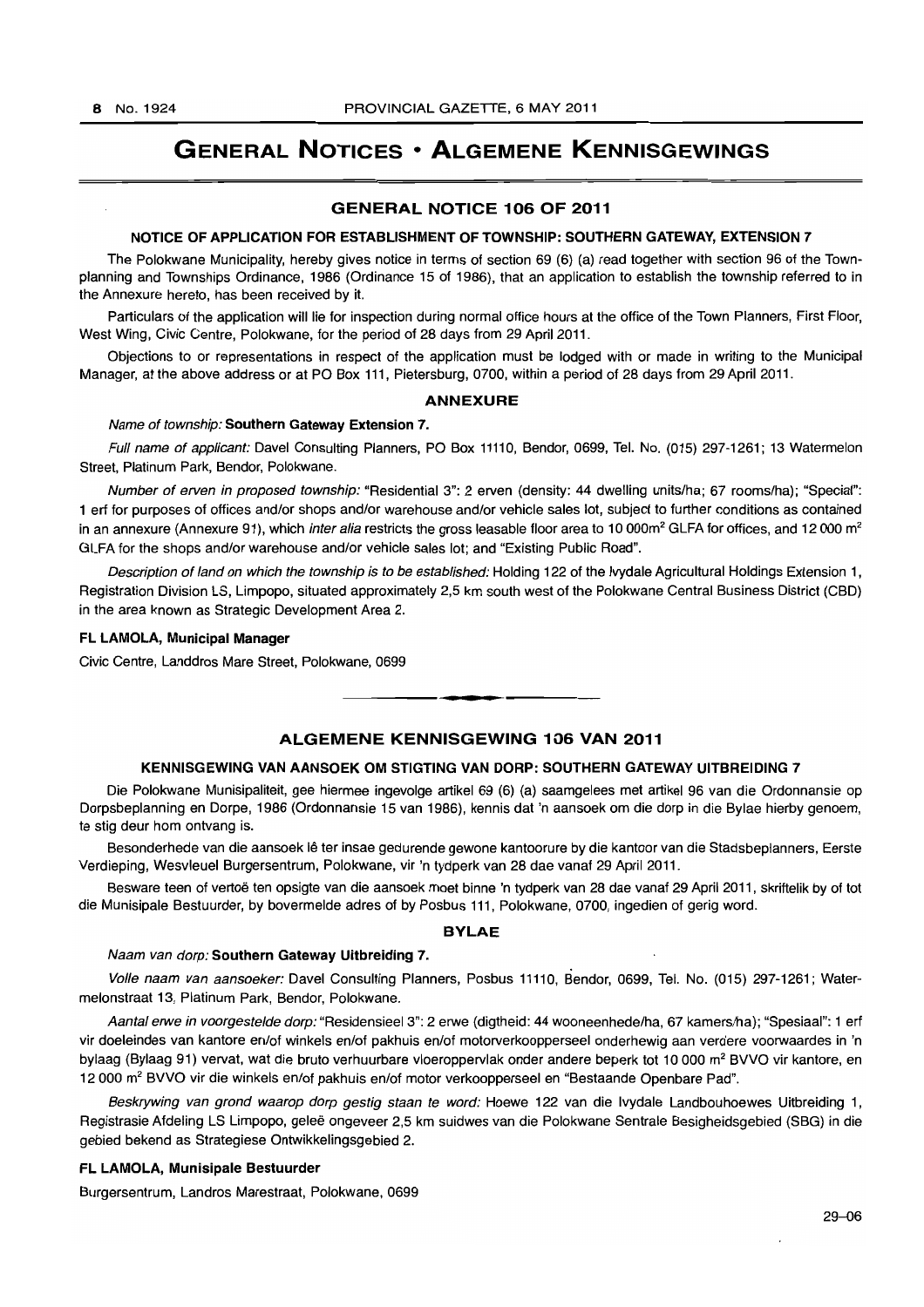# GENERAL NOTICES • ALGEMENE KENNISGEWINGS

## GENERAL NOTICE 106 OF 2011

### NOTICE OF APPLICATION FOR ESTABLISHMENT OF TOWNSHIP: SOUTHERN GATEWAY, EXTENSION 7

The Polokwane Municipality, hereby gives notice in terms of section 69 (6) (a) read together with section 96 of the Town-planning and Townships Ordinance, 1986 (Ordinance 15 of 1986), that an application to establish the township referred to in the Annexure hereto, has been received by it.

Particulars of the application will lie for inspection during normal office hours at the office of the Town Planners, First Floor, West Wing, Civic Centre, Polokwane, for the period of 28 days from 29 April 2011.

Objections to or representations in respect of the application must be lodged with or made in writing to the Municipal Manager, at the above address or at PO Box 111, Pietersburg, 0700, within a period of 28 days from 29 April 2011.

#### ANNEXURE

*Name of township:* **Southern Gateway Extension 7.**

*Full name of applicant:* Davel Consulting Planners, PO Box 11110, Bendor, 0699, Tel. No. (015) 297-1261; 13 Watermelon Street, Platinum Park, Bendor, Polokwane.

*Number of erven in proposed township:* "Residential 3": 2 erven (density: 44 dwelling units/ha; 67 rooms/ha); "Special": 1 erf for purposes of offices and/or shops and/or warehouse and/or vehicle sales lot, subject to further conditions as contained in an annexure (Annexure 91), which *inter alia* restricts the gross leasable floor area to 10 000m² GLFA for offices, and 12 000 m² GLFA for the shops and/or warehouse and/or vehicle sales lot; and "Existing Public Road".

*Description of land on which the township is to be established:* Holding 122 of the Ivydale Agricultural Holdings Extension 1, Registration Division LS, Limpopo, situated approximately 2,5 km south west of the Polokwane Central Business District (CBD) in the area known as Strategic Development Area 2.

**FL LAMOLA, Municipal Manager**

Civic Centre, Landdros Mare Street, Polokwane, 0699

---

## ALGEMENE KENNISGEWING 106 VAN 2011

### KENNISGEWING VAN AANSOEK OM STIGTING VAN DORP: SOUTHERN GATEWAY UITBREIDING 7

Die Polokwane Munisipaliteit, gee hiermee ingevolge artikel 69 (6) (a) saamgelees met artikel 96 van die Ordonnansie op Dorpsbeplanning en Dorpe, 1986 (Ordonnansie 15 van 1986), kennis dat 'n aansoek om die dorp in die Bylae hierby genoem, te stig deur hom ontvang is.

Besonderhede van die aansoek lê ter insae gedurende gewone kantoorure by die kantoor van die Stadsbeplanners, Eerste Verdieping, Wesvleuel Burgersentrum, Polokwane, vir 'n tydperk van 28 dae vanaf 29 April 2011.

Besware teen of vertoë ten opsigte van die aansoek moet binne 'n tydperk van 28 dae vanaf 29 April 2011, skriftelik by of tot die Munisipale Bestuurder, by bovermelde adres of by Posbus 111, Polokwane, 0700, ingedien of gerig word.

#### BYLAE

*Naam van dorp:* **Southern Gateway Uitbreiding 7.**

*Volle naam van aansoeker:* Davel Consulting Planners, Posbus 11110, Bendor, 0699, Tel. No. (015) 297-1261; Watermelonstraat 13, Platinum Park, Bendor, Polokwane.

*Aantal erwe in voorgestelde dorp:* "Residensieel 3": 2 erwe (digtheid: 44 wooneenhede/ha, 67 kamers/ha); "Spesiaal": 1 erf vir doeleindes van kantore en/of winkels en/of pakhuis en/of motorverkoopperseel onderhewig aan verdere voorwaardes in 'n bylaag (Bylaag 91) vervat, wat die bruto verhuurbare vloeroppervlak onder andere beperk tot 10 000 m² BVVO vir kantore, en 12 000 m² BVVO vir die winkels en/of pakhuis en/of motor verkoopperseel en "Bestaande Openbare Pad".

*Beskrywing van grond waarop dorp gestig staan te word:* Hoewe 122 van die Ivydale Landbouhoewes Uitbreiding 1, Registrasie Afdeling LS Limpopo, geleë ongeveer 2,5 km suidwes van die Polokwane Sentrale Besigheidsgebied (SBG) in die gebied bekend as Strategiese Ontwikkelingsgebied 2.

**FL LAMOLA, Munisipale Bestuurder**

Burgersentrum, Landros Marestraat, Polokwane, 0699

29–06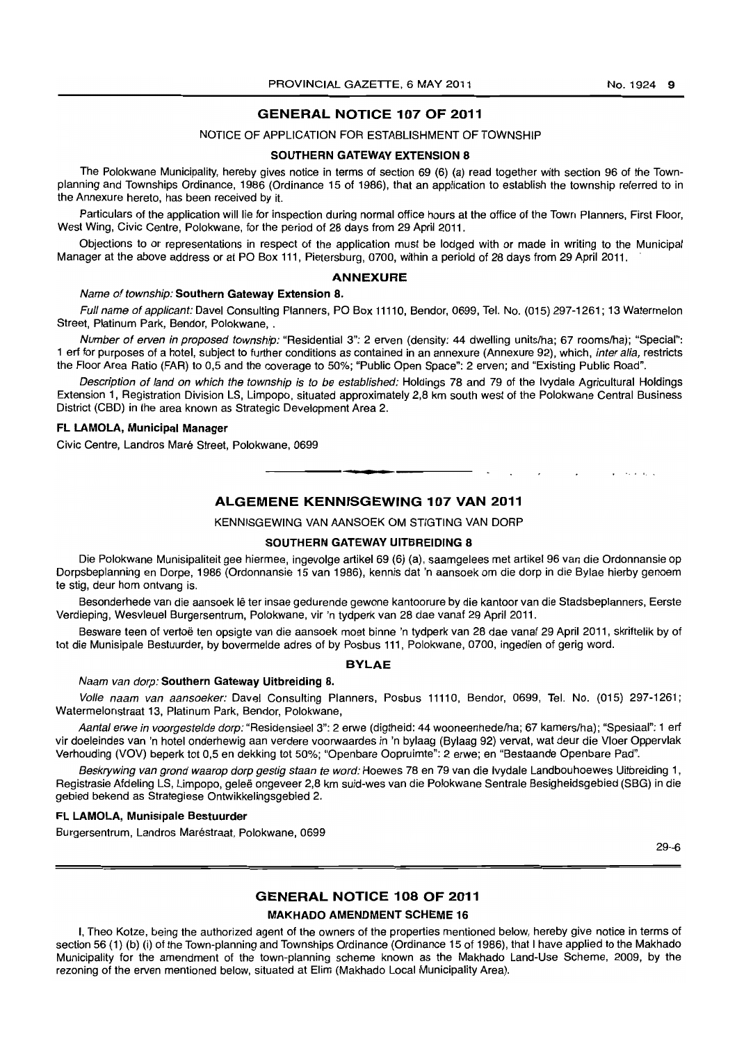## GENERAL NOTICE 107 OF 2011

NOTICE OF APPLICATION FOR ESTABLISHMENT OF TOWNSHIP

**SOUTHERN GATEWAY EXTENSION 8**

The Polokwane Municipality, hereby gives notice in terms of section 69 (6) (a) read together with section 96 of the Town-planning and Townships Ordinance, 1986 (Ordinance 15 of 1986), that an application to establish the township referred to in the Annexure hereto, has been received by it.

Particulars of the application will lie for inspection during normal office hours at the office of the Town Planners, First Floor, West Wing, Civic Centre, Polokwane, for the period of 28 days from 29 April 2011.

Objections to or representations in respect of the application must be lodged with or made in writing to the Municipal Manager at the above address or at PO Box 111, Pietersburg, 0700, within a periold of 28 days from 29 April 2011.

### ANNEXURE

*Name of township:* **Southern Gateway Extension 8.**

*Full name of applicant:* Davel Consulting Planners, PO Box 11110, Bendor, 0699, Tel. No. (015) 297-1261; 13 Watermelon Street, Platinum Park, Bendor, Polokwane, .

*Number of erven in proposed township:* "Residential 3": 2 erven (density: 44 dwelling units/ha; 67 rooms/ha); "Special": 1 erf for purposes of a hotel, subject to further conditions as contained in an annexure (Annexure 92), which, *inter alia,* restricts the Floor Area Ratio (FAR) to 0,5 and the coverage to 50%; "Public Open Space": 2 erven; and "Existing Public Road".

*Description of land on which the township is to be established:* Holdings 78 and 79 of the Ivydale Agricultural Holdings Extension 1, Registration Division LS, Limpopo, situated approximately 2,8 km south west of the Polokwane Central Business District (CBD) in the area known as Strategic Development Area 2.

**FL LAMOLA, Municipal Manager**

Civic Centre, Landros Maré Street, Polokwane, 0699

---

## ALGEMENE KENNISGEWING 107 VAN 2011

KENNISGEWING VAN AANSOEK OM STIGTING VAN DORP

**SOUTHERN GATEWAY UITBREIDING 8**

Die Polokwane Munisipaliteit gee hiermee, ingevolge artikel 69 (6) (a), saamgelees met artikel 96 van die Ordonnansie op Dorpsbeplanning en Dorpe, 1986 (Ordonnansie 15 van 1986), kennis dat 'n aansoek om die dorp in die Bylae hierby genoem te stig, deur hom ontvang is.

Besonderhede van die aansoek lê ter insae gedurende gewone kantoorure by die kantoor van die Stadsbeplanners, Eerste Verdieping, Wesvleuel Burgersentrum, Polokwane, vir 'n tydperk van 28 dae vanaf 29 April 2011.

Besware teen of vertoë ten opsigte van die aansoek moet binne 'n tydperk van 28 dae vanaf 29 April 2011, skriftelik by of tot die Munisipale Bestuurder, by bovermelde adres of by Posbus 111, Polokwane, 0700, ingedien of gerig word.

### BYLAE

*Naam van dorp:* **Southern Gateway Uitbreiding 8.**

*Volle naam van aansoeker:* Davel Consulting Planners, Posbus 11110, Bendor, 0699, Tel. No. (015) 297-1261; Watermelonstraat 13, Platinum Park, Bendor, Polokwane,

*Aantal erwe in voorgestelde dorp:* "Residensieel 3": 2 erwe (digtheid: 44 wooneenhede/ha; 67 kamers/ha); "Spesiaal": 1 erf vir doeleindes van 'n hotel onderhewig aan verdere voorwaardes in 'n bylaag (Bylaag 92) vervat, wat deur die Vloer Oppervlak Verhouding (VOV) beperk tot 0,5 en dekking tot 50%; "Openbare Oopruimte": 2 erwe; en "Bestaande Openbare Pad".

*Beskrywing van grond waarop dorp gestig staan te word:* Hoewes 78 en 79 van die Ivydale Landbouhoewes Uitbreiding 1, Registrasie Afdeling LS, Limpopo, geleë ongeveer 2,8 km suid-wes van die Polokwane Sentrale Besigheidsgebied (SBG) in die gebied bekend as Strategiese Ontwikkelingsgebied 2.

**FL LAMOLA, Munisipale Bestuurder**

Burgersentrum, Landros Maréstraat, Polokwane, 0699

29–6

---

## GENERAL NOTICE 108 OF 2011

**MAKHADO AMENDMENT SCHEME 16**

I, Theo Kotze, being the authorized agent of the owners of the properties mentioned below, hereby give notice in terms of section 56 (1) (b) (i) of the Town-planning and Townships Ordinance (Ordinance 15 of 1986), that I have applied to the Makhado Municipality for the amendment of the town-planning scheme known as the Makhado Land-Use Scheme, 2009, by the rezoning of the erven mentioned below, situated at Elim (Makhado Local Municipality Area).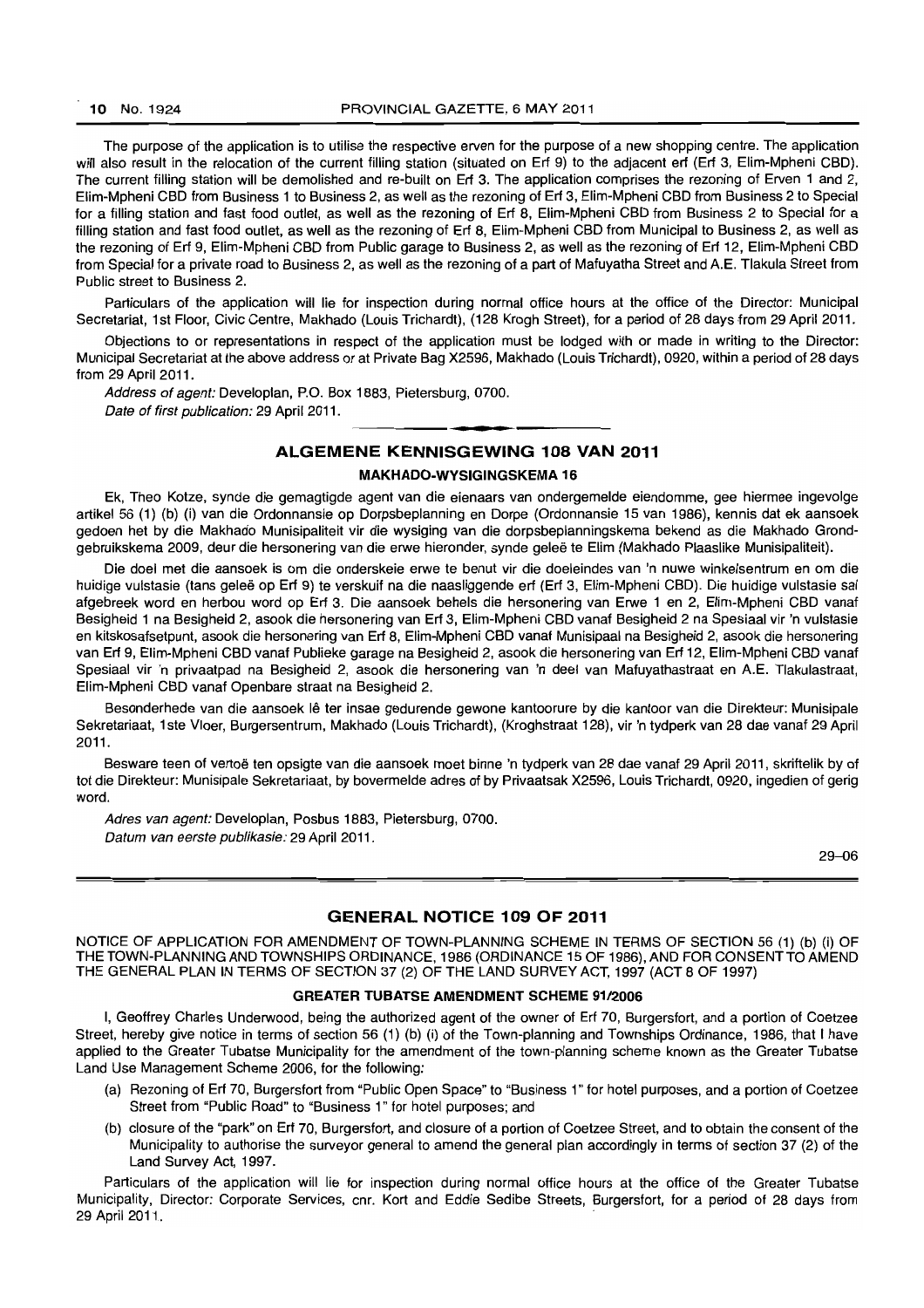The purpose of the application is to utilise the respective erven for the purpose of a new shopping centre. The application will also result in the relocation of the current filling station (situated on Erf 9) to the adjacent erf (Erf 3, Elim-Mpheni CBD). The current filling station will be demolished and re-built on Erf 3. The application comprises the rezoning of Erven 1 and 2, Elim-Mpheni CBD from Business 1 to Business 2, as well as the rezoning of Erf 3, Elim-Mpheni CBD from Business 2 to Special for a filling station and fast food outlet, as well as the rezoning of Erf 8, Elim-Mpheni CBD from Business 2 to Special for a filling station and fast food outlet, as well as the rezoning of Erf 8, Elim-Mpheni CBD from Municipal to Business 2, as well as the rezoning of Erf 9, Elim-Mpheni CBD from Public garage to Business 2, as well as the rezoning of Erf 12, Elim-Mpheni CBD from Special for a private road to Business 2, as well as the rezoning of a part of Mafuyatha Street and A.E. Tlakula Street from Public street to Business 2.

Particulars of the application will lie for inspection during normal office hours at the office of the Director: Municipal Secretariat, 1st Floor, Civic Centre, Makhado (Louis Trichardt), (128 Krogh Street), for a period of 28 days from 29 April 2011.

Objections to or representations in respect of the application must be lodged with or made in writing to the Director: Municipal Secretariat at the above address or at Private Bag X2596, Makhado (Louis Trichardt), 0920, within a period of 28 days from 29 April 2011.

*Address of agent:* Developlan, P.O. Box 1883, Pietersburg, 0700.

*Date of first publication:* 29 April 2011.

## ALGEMENE KENNISGEWING 108 VAN 2011

### MAKHADO-WYSIGINGSKEMA 16

Ek, Theo Kotze, synde die gemagtigde agent van die eienaars van ondergemelde eiendomme, gee hiermee ingevolge artikel 56 (1) (b) (i) van die Ordonnansie op Dorpsbeplanning en Dorpe (Ordonnansie 15 van 1986), kennis dat ek aansoek gedoen het by die Makhado Munisipaliteit vir die wysiging van die dorpsbeplanningskema bekend as die Makhado Grondgebruikskema 2009, deur die hersonering van die erwe hieronder, synde geleë te Elim (Makhado Plaaslike Munisipaliteit).

Die doel met die aansoek is om die onderskeie erwe te benut vir die doeleindes van 'n nuwe winkelsentrum en om die huidige vulstasie (tans geleë op Erf 9) te verskuif na die naasliggende erf (Erf 3, Elim-Mpheni CBD). Die huidige vulstasie sal afgebreek word en herbou word op Erf 3. Die aansoek behels die hersonering van Erwe 1 en 2, Elim-Mpheni CBD vanaf Besigheid 1 na Besigheid 2, asook die hersonering van Erf 3, Elim-Mpheni CBD vanaf Besigheid 2 na Spesiaal vir 'n vulstasie en kitskosafsetpunt, asook die hersonering van Erf 8, Elim-Mpheni CBD vanaf Munisipaal na Besigheid 2, asook die hersonering van Erf 9, Elim-Mpheni CBD vanaf Publieke garage na Besigheid 2, asook die hersonering van Erf 12, Elim-Mpheni CBD vanaf Spesiaal vir 'n privaatpad na Besigheid 2, asook die hersonering van 'n deel van Mafuyathastraat en A.E. Tlakulastraat, Elim-Mpheni CBD vanaf Openbare straat na Besigheid 2.

Besonderhede van die aansoek lê ter insae gedurende gewone kantoorure by die kantoor van die Direkteur: Munisipale Sekretariaat, 1ste Vloer, Burgersentrum, Makhado (Louis Trichardt), (Kroghstraat 128), vir 'n tydperk van 28 dae vanaf 29 April 2011.

Besware teen of vertoë ten opsigte van die aansoek moet binne 'n tydperk van 28 dae vanaf 29 April 2011, skriftelik by of tot die Direkteur: Munisipale Sekretariaat, by bovermelde adres of by Privaatsak X2596, Louis Trichardt, 0920, ingedien of gerig word.

*Adres van agent:* Developlan, Posbus 1883, Pietersburg, 0700.

*Datum van eerste publikasie:* 29 April 2011.

29–06

## GENERAL NOTICE 109 OF 2011

NOTICE OF APPLICATION FOR AMENDMENT OF TOWN-PLANNING SCHEME IN TERMS OF SECTION 56 (1) (b) (i) OF THE TOWN-PLANNING AND TOWNSHIPS ORDINANCE, 1986 (ORDINANCE 15 OF 1986), AND FOR CONSENT TO AMEND THE GENERAL PLAN IN TERMS OF SECTION 37 (2) OF THE LAND SURVEY ACT, 1997 (ACT 8 OF 1997)

### GREATER TUBATSE AMENDMENT SCHEME 91/2006

I, Geoffrey Charles Underwood, being the authorized agent of the owner of Erf 70, Burgersfort, and a portion of Coetzee Street, hereby give notice in terms of section 56 (1) (b) (i) of the Town-planning and Townships Ordinance, 1986, that I have applied to the Greater Tubatse Municipality for the amendment of the town-planning scheme known as the Greater Tubatse Land Use Management Scheme 2006, for the following:

(a) Rezoning of Erf 70, Burgersfort from "Public Open Space" to "Business 1" for hotel purposes, and a portion of Coetzee Street from "Public Road" to "Business 1" for hotel purposes; and

(b) closure of the "park" on Erf 70, Burgersfort, and closure of a portion of Coetzee Street, and to obtain the consent of the Municipality to authorise the surveyor general to amend the general plan accordingly in terms of section 37 (2) of the Land Survey Act, 1997.

Particulars of the application will lie for inspection during normal office hours at the office of the Greater Tubatse Municipality, Director: Corporate Services, cnr. Kort and Eddie Sedibe Streets, Burgersfort, for a period of 28 days from 29 April 2011.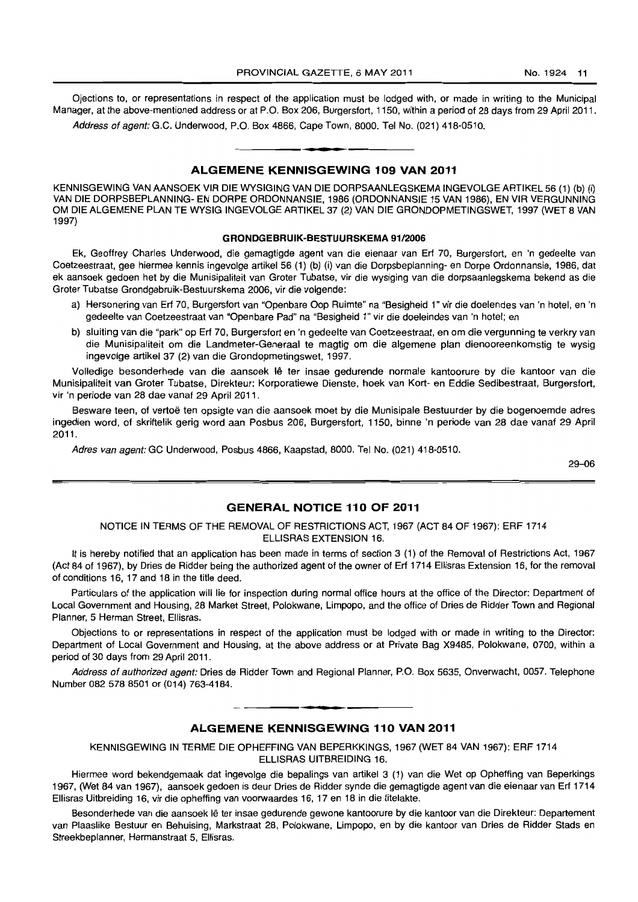Ojections to, or representations in respect of the application must be lodged with, or made in writing to the Municipal Manager, at the above-mentioned address or at P.O. Box 206, Burgersfort, 1150, within a period of 28 days from 29 April 2011.

*Address of agent:* G.C. Underwood, P.O. Box 4866, Cape Town, 8000. Tel No. (021) 418-0510.

---

## ALGEMENE KENNISGEWING 109 VAN 2011

KENNISGEWING VAN AANSOEK VIR DIE WYSIGING VAN DIE DORPSAANLEGSKEMA INGEVOLGE ARTIKEL 56 (1) (b) (i) VAN DIE DORPSBEPLANNING- EN DORPE ORDONNANSIE, 1986 (ORDONNANSIE 15 VAN 1986), EN VIR VERGUNNING OM DIE ALGEMENE PLAN TE WYSIG INGEVOLGE ARTIKEL 37 (2) VAN DIE GRONDOPMETINGSWET, 1997 (WET 8 VAN 1997)

**GRONDGEBRUIK-BESTUURSKEMA 91/2006**

Ek, Geoffrey Charles Underwood, die gemagtigde agent van die eienaar van Erf 70, Burgersfort, en 'n gedeelte van Coetzeestraat, gee hiermee kennis ingevolge artikel 56 (1) (b) (i) van die Dorpsbeplanning- en Dorpe Ordonnansie, 1986, dat ek aansoek gedoen het by die Munisipaliteit van Groter Tubatse, vir die wysiging van die dorpsaanlegskema bekend as die Groter Tubatse Grondgebruik-Bestuurskema 2006, vir die volgende:

a) Hersonering van Erf 70, Burgersfort van "Openbare Oop Ruimte" na "Besigheid 1" vir die doelendes van 'n hotel, en 'n gedeelte van Coetzeestraat van "Openbare Pad" na "Besigheid 1" vir die doeleindes van 'n hotel; en

b) sluiting van die "park" op Erf 70, Burgersfort en 'n gedeelte van Coetzeestraat, en om die vergunning te verkry van die Munisipaliteit om die Landmeter-Generaal te magtig om die algemene plan dienooreenkomstig te wysig ingevolge artikel 37 (2) van die Grondopmetingswet, 1997.

Volledige besonderhede van die aansoek lê ter insae gedurende normale kantoorure by die kantoor van die Munisipaliteit van Groter Tubatse, Direkteur: Korporatiewe Dienste, hoek van Kort- en Eddie Sedibestraat, Burgersfort, vir 'n periode van 28 dae vanaf 29 April 2011.

Besware teen, of vertoë ten opsigte van die aansoek moet by die Munisipale Bestuurder by die bogenoemde adres ingedien word, of skriftelik gerig word aan Posbus 206, Burgersfort, 1150, binne 'n periode van 28 dae vanaf 29 April 2011.

*Adres van agent:* GC Underwood, Posbus 4866, Kaapstad, 8000. Tel No. (021) 418-0510.

29–06

---

## GENERAL NOTICE 110 OF 2011

NOTICE IN TERMS OF THE REMOVAL OF RESTRICTIONS ACT, 1967 (ACT 84 OF 1967): ERF 1714 ELLISRAS EXTENSION 16.

It is hereby notified that an application has been made in terms of section 3 (1) of the Removal of Restrictions Act, 1967 (Act 84 of 1967), by Dries de Ridder being the authorized agent of the owner of Erf 1714 Ellisras Extension 16, for the removal of conditions 16, 17 and 18 in the title deed.

Particulars of the application will lie for inspection during normal office hours at the office of the Director: Department of Local Government and Housing, 28 Market Street, Polokwane, Limpopo, and the office of Dries de Ridder Town and Regional Planner, 5 Herman Street, Ellisras.

Objections to or representations in respect of the application must be lodged with or made in writing to the Director: Department of Local Government and Housing, at the above address or at Private Bag X9485, Polokwane, 0700, within a period of 30 days from 29 April 2011.

*Address of authorized agent:* Dries de Ridder Town and Regional Planner, P.O. Box 5635, Onverwacht, 0057. Telephone Number 082 578 8501 or (014) 763-4184.

---

## ALGEMENE KENNISGEWING 110 VAN 2011

KENNISGEWING IN TERME DIE OPHEFFING VAN BEPERKKINGS, 1967 (WET 84 VAN 1967): ERF 1714 ELLISRAS UITBREIDING 16.

Hiermee word bekendgemaak dat ingevolge die bepalings van artikel 3 (1) van die Wet op Opheffing van Beperkings 1967, (Wet 84 van 1967), aansoek gedoen is deur Dries de Ridder synde die gemagtigde agent van die eienaar van Erf 1714 Ellisras Uitbreiding 16, vir die opheffing van voorwaardes 16, 17 en 18 in die titelakte.

Besonderhede van die aansoek lê ter insae gedurende gewone kantoorure by die kantoor van die Direkteur: Departement van Plaaslike Bestuur en Behuising, Markstraat 28, Polokwane, Limpopo, en by die kantoor van Dries de Ridder Stads en Streekbeplanner, Hermanstraat 5, Ellisras.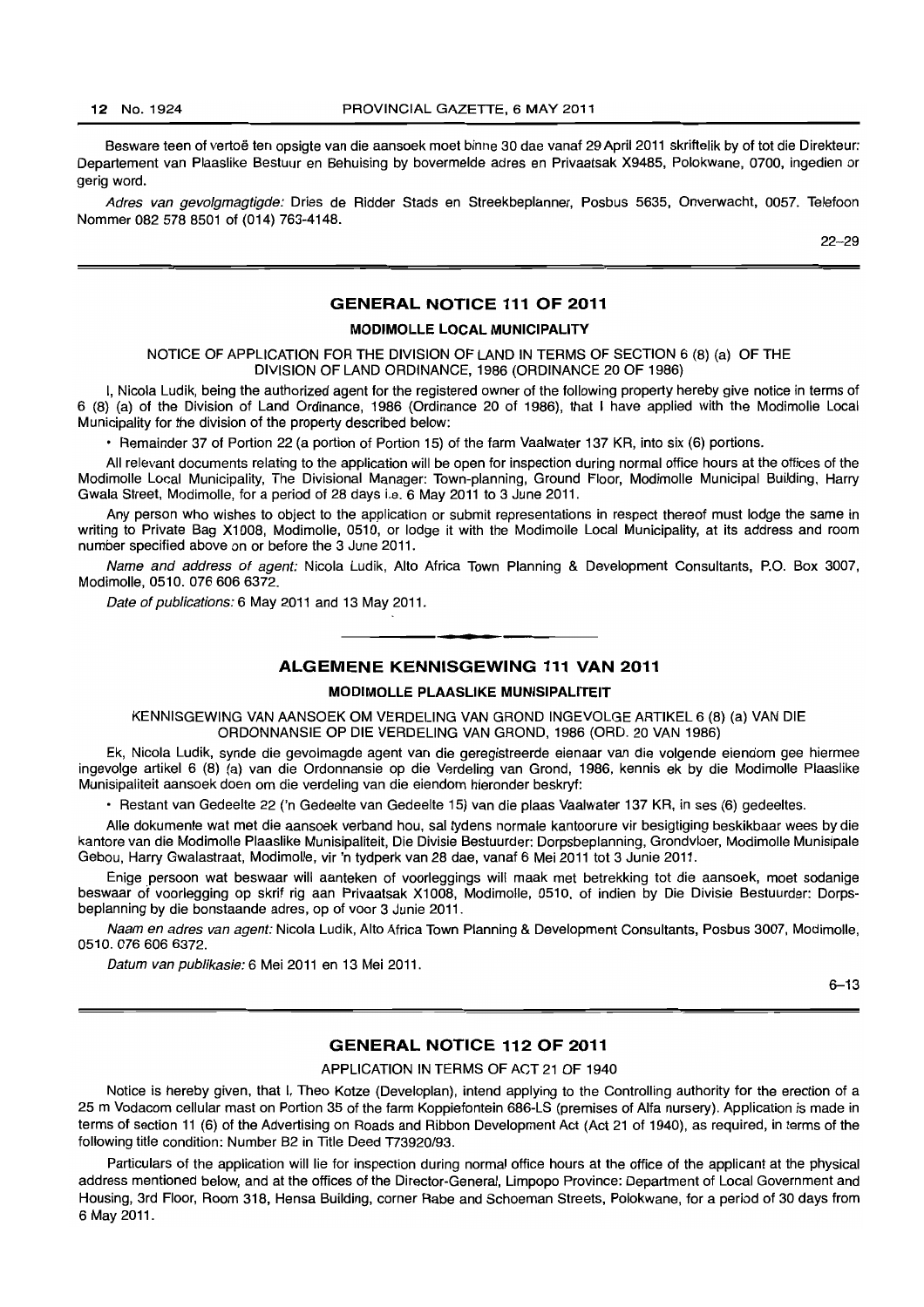Besware teen of vertoë ten opsigte van die aansoek moet binne 30 dae vanaf 29 April 2011 skriftelik by of tot die Direkteur: Departement van Plaaslike Bestuur en Behuising by bovermelde adres en Privaatsak X9485, Polokwane, 0700, ingedien or gerig word.

*Adres van gevolgmagtigde:* Dries de Ridder Stads en Streekbeplanner, Posbus 5635, Onverwacht, 0057. Telefoon Nommer 082 578 8501 of (014) 763-4148.

22–29

## GENERAL NOTICE 111 OF 2011

### MODIMOLLE LOCAL MUNICIPALITY

NOTICE OF APPLICATION FOR THE DIVISION OF LAND IN TERMS OF SECTION 6 (8) (a) OF THE DIVISION OF LAND ORDINANCE, 1986 (ORDINANCE 20 OF 1986)

I, Nicola Ludik, being the authorized agent for the registered owner of the following property hereby give notice in terms of 6 (8) (a) of the Division of Land Ordinance, 1986 (Ordinance 20 of 1986), that I have applied with the Modimolle Local Municipality for the division of the property described below:

- Remainder 37 of Portion 22 (a portion of Portion 15) of the farm Vaalwater 137 KR, into six (6) portions.

All relevant documents relating to the application will be open for inspection during normal office hours at the offices of the Modimolle Local Municipality, The Divisional Manager: Town-planning, Ground Floor, Modimolle Municipal Building, Harry Gwala Street, Modimolle, for a period of 28 days i.e. 6 May 2011 to 3 June 2011.

Any person who wishes to object to the application or submit representations in respect thereof must lodge the same in writing to Private Bag X1008, Modimolle, 0510, or lodge it with the Modimolle Local Municipality, at its address and room number specified above on or before the 3 June 2011.

*Name and address of agent:* Nicola Ludik, Alto Africa Town Planning & Development Consultants, P.O. Box 3007, Modimolle, 0510. 076 606 6372.

*Date of publications:* 6 May 2011 and 13 May 2011.

## ALGEMENE KENNISGEWING 111 VAN 2011

### MODIMOLLE PLAASLIKE MUNISIPALITEIT

KENNISGEWING VAN AANSOEK OM VERDELING VAN GROND INGEVOLGE ARTIKEL 6 (8) (a) VAN DIE ORDONNANSIE OP DIE VERDELING VAN GROND, 1986 (ORD. 20 VAN 1986)

Ek, Nicola Ludik, synde die gevolmagde agent van die geregistreerde eienaar van die volgende eiendom gee hiermee ingevolge artikel 6 (8) (a) van die Ordonnansie op die Verdeling van Grond, 1986, kennis ek by die Modimolle Plaaslike Munisipaliteit aansoek doen om die verdeling van die eiendom hieronder beskryf:

- Restant van Gedeelte 22 ('n Gedeelte van Gedeelte 15) van die plaas Vaalwater 137 KR, in ses (6) gedeeltes.

Alle dokumente wat met die aansoek verband hou, sal tydens normale kantoorure vir besigtiging beskikbaar wees by die kantore van die Modimolle Plaaslike Munisipaliteit, Die Divisie Bestuurder: Dorpsbeplanning, Grondvloer, Modimolle Munisipale Gebou, Harry Gwalastraat, Modimolle, vir 'n tydperk van 28 dae, vanaf 6 Mei 2011 tot 3 Junie 2011.

Enige persoon wat beswaar will aanteken of voorleggings will maak met betrekking tot die aansoek, moet sodanige beswaar of voorlegging op skrif rig aan Privaatsak X1008, Modimolle, 0510, of indien by Die Divisie Bestuurder: Dorpsbeplanning by die bonstaande adres, op of voor 3 Junie 2011.

*Naam en adres van agent:* Nicola Ludik, Alto Africa Town Planning & Development Consultants, Posbus 3007, Modimolle, 0510. 076 606 6372.

*Datum van publikasie:* 6 Mei 2011 en 13 Mei 2011.

6–13

## GENERAL NOTICE 112 OF 2011

APPLICATION IN TERMS OF ACT 21 OF 1940

Notice is hereby given, that I, Theo Kotze (Developlan), intend applying to the Controlling authority for the erection of a 25 m Vodacom cellular mast on Portion 35 of the farm Koppiefontein 686-LS (premises of Alfa nursery). Application is made in terms of section 11 (6) of the Advertising on Roads and Ribbon Development Act (Act 21 of 1940), as required, in terms of the following title condition: Number B2 in Title Deed T73920/93.

Particulars of the application will lie for inspection during normal office hours at the office of the applicant at the physical address mentioned below, and at the offices of the Director-General, Limpopo Province: Department of Local Government and Housing, 3rd Floor, Room 318, Hensa Building, corner Rabe and Schoeman Streets, Polokwane, for a period of 30 days from 6 May 2011.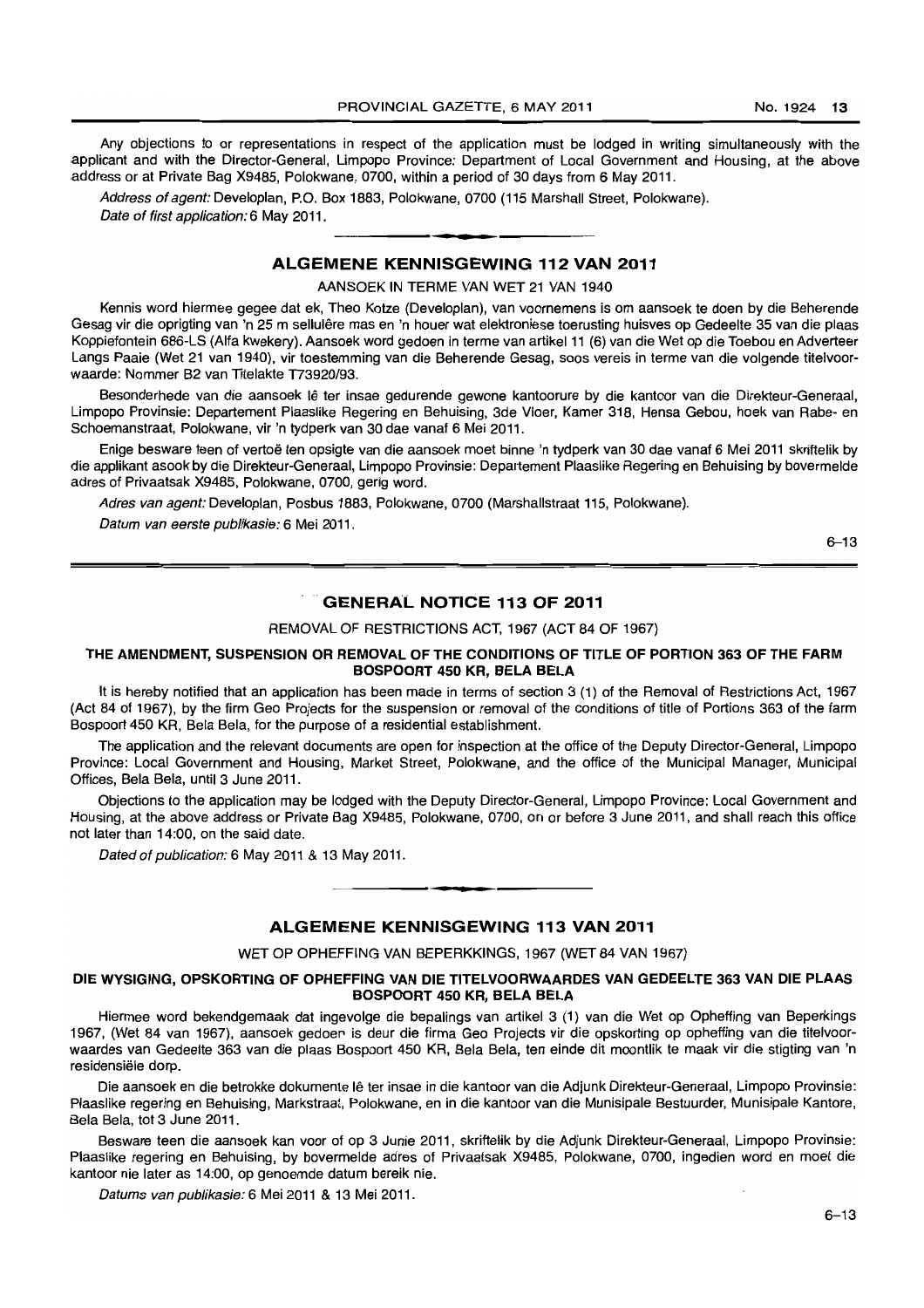Any objections to or representations in respect of the application must be lodged in writing simultaneously with the applicant and with the Director-General, Limpopo Province: Department of Local Government and Housing, at the above address or at Private Bag X9485, Polokwane, 0700, within a period of 30 days from 6 May 2011.

*Address of agent:* Developlan, P.O. Box 1883, Polokwane, 0700 (115 Marshall Street, Polokwane).

*Date of first application:* 6 May 2011.

## ALGEMENE KENNISGEWING 112 VAN 2011

AANSOEK IN TERME VAN WET 21 VAN 1940

Kennis word hiermee gegee dat ek, Theo Kotze (Developlan), van voornemens is om aansoek te doen by die Beherende Gesag vir die oprigting van 'n 25 m sellulêre mas en 'n houer wat elektroniese toerusting huisves op Gedeelte 35 van die plaas Koppiefontein 686-LS (Alfa kwekery). Aansoek word gedoen in terme van artikel 11 (6) van die Wet op die Toebou en Adverteer Langs Paaie (Wet 21 van 1940), vir toestemming van die Beherende Gesag, soos vereis in terme van die volgende titelvoorwaarde: Nommer B2 van Titelakte T73920/93.

Besonderhede van die aansoek lê ter insae gedurende gewone kantoorure by die kantoor van die Direkteur-Generaal, Limpopo Provinsie: Departement Plaaslike Regering en Behuising, 3de Vloer, Kamer 318, Hensa Gebou, hoek van Rabe- en Schoemanstraat, Polokwane, vir 'n tydperk van 30 dae vanaf 6 Mei 2011.

Enige besware teen of vertoë ten opsigte van die aansoek moet binne 'n tydperk van 30 dae vanaf 6 Mei 2011 skriftelik by die applikant asook by die Direkteur-Generaal, Limpopo Provinsie: Departement Plaaslike Regering en Behuising by bovermelde adres of Privaatsak X9485, Polokwane, 0700, gerig word.

*Adres van agent:* Developlan, Posbus 1883, Polokwane, 0700 (Marshallstraat 115, Polokwane).

*Datum van eerste publikasie:* 6 Mei 2011.

6–13

## GENERAL NOTICE 113 OF 2011

REMOVAL OF RESTRICTIONS ACT, 1967 (ACT 84 OF 1967)

**THE AMENDMENT, SUSPENSION OR REMOVAL OF THE CONDITIONS OF TITLE OF PORTION 363 OF THE FARM BOSPOORT 450 KR, BELA BELA**

It is hereby notified that an application has been made in terms of section 3 (1) of the Removal of Restrictions Act, 1967 (Act 84 of 1967), by the firm Geo Projects for the suspension or removal of the conditions of title of Portions 363 of the farm Bospoort 450 KR, Bela Bela, for the purpose of a residential establishment.

The application and the relevant documents are open for inspection at the office of the Deputy Director-General, Limpopo Province: Local Government and Housing, Market Street, Polokwane, and the office of the Municipal Manager, Municipal Offices, Bela Bela, until 3 June 2011.

Objections to the application may be lodged with the Deputy Director-General, Limpopo Province: Local Government and Housing, at the above address or Private Bag X9485, Polokwane, 0700, on or before 3 June 2011, and shall reach this office not later than 14:00, on the said date.

*Dated of publication:* 6 May 2011 & 13 May 2011.

## ALGEMENE KENNISGEWING 113 VAN 2011

WET OP OPHEFFING VAN BEPERKKINGS, 1967 (WET 84 VAN 1967)

**DIE WYSIGING, OPSKORTING OF OPHEFFING VAN DIE TITELVOORWAARDES VAN GEDEELTE 363 VAN DIE PLAAS BOSPOORT 450 KR, BELA BELA**

Hiermee word bekendgemaak dat ingevolge die bepalings van artikel 3 (1) van die Wet op Opheffing van Beperkings 1967, (Wet 84 van 1967), aansoek gedoen is deur die firma Geo Projects vir die opskorting op opheffing van die titelvoorwaardes van Gedeelte 363 van die plaas Bospoort 450 KR, Bela Bela, ten einde dit moontlik te maak vir die stigting van 'n residensiële dorp.

Die aansoek en die betrokke dokumente lê ter insae in die kantoor van die Adjunk Direkteur-Generaal, Limpopo Provinsie: Plaaslike regering en Behuising, Markstraat, Polokwane, en in die kantoor van die Munisipale Bestuurder, Munisipale Kantore, Bela Bela, tot 3 June 2011.

Besware teen die aansoek kan voor of op 3 Junie 2011, skriftelik by die Adjunk Direkteur-Generaal, Limpopo Provinsie: Plaaslike regering en Behuising, by bovermelde adres of Privaatsak X9485, Polokwane, 0700, ingedien word en moet die kantoor nie later as 14:00, op genoemde datum bereik nie.

*Datums van publikasie:* 6 Mei 2011 & 13 Mei 2011.

6–13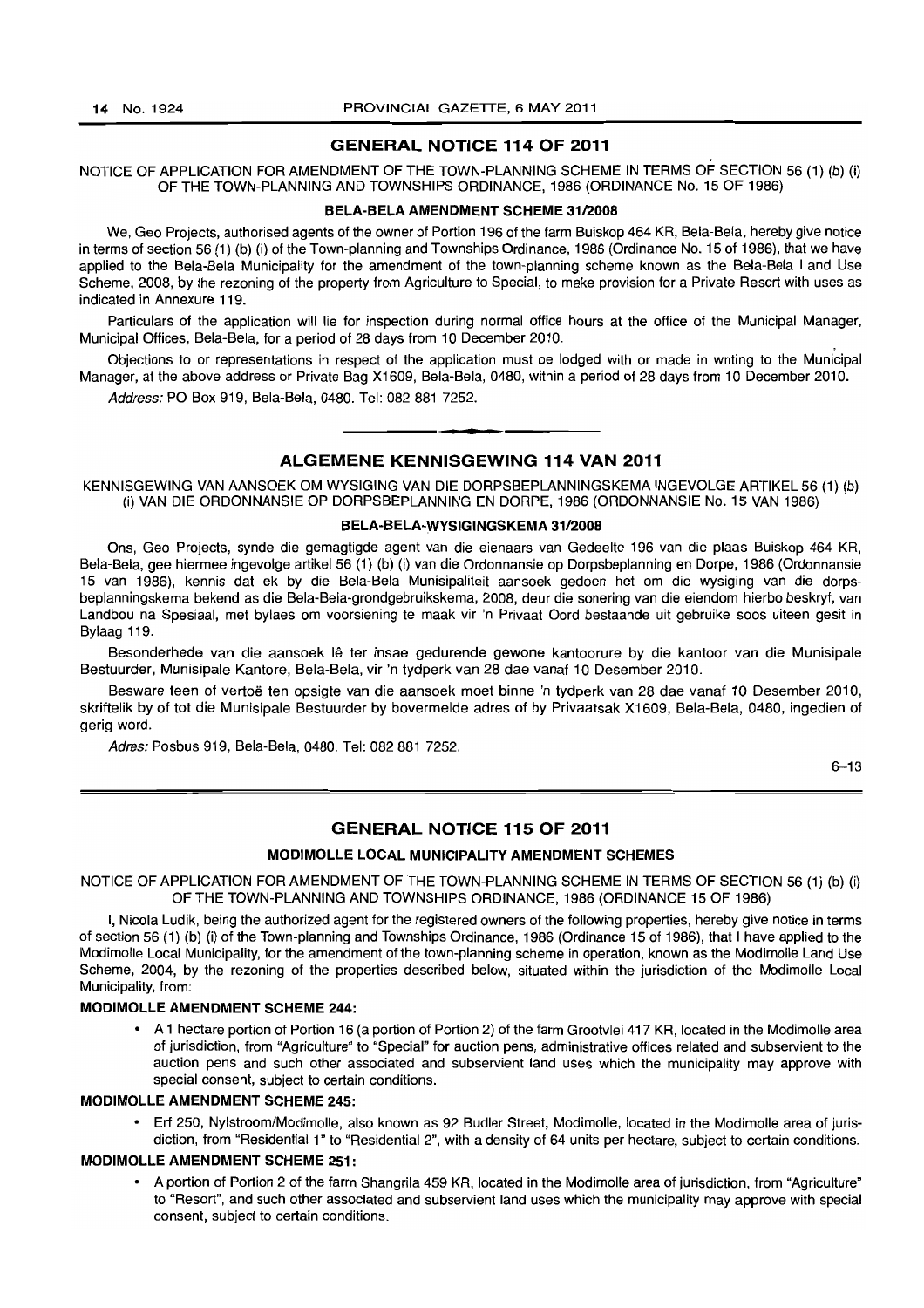## GENERAL NOTICE 114 OF 2011

NOTICE OF APPLICATION FOR AMENDMENT OF THE TOWN-PLANNING SCHEME IN TERMS OF SECTION 56 (1) (b) (i) OF THE TOWN-PLANNING AND TOWNSHIPS ORDINANCE, 1986 (ORDINANCE No. 15 OF 1986)

### BELA-BELA AMENDMENT SCHEME 31/2008

We, Geo Projects, authorised agents of the owner of Portion 196 of the farm Buiskop 464 KR, Bela-Bela, hereby give notice in terms of section 56 (1) (b) (i) of the Town-planning and Townships Ordinance, 1986 (Ordinance No. 15 of 1986), that we have applied to the Bela-Bela Municipality for the amendment of the town-planning scheme known as the Bela-Bela Land Use Scheme, 2008, by the rezoning of the property from Agriculture to Special, to make provision for a Private Resort with uses as indicated in Annexure 119.

Particulars of the application will lie for inspection during normal office hours at the office of the Municipal Manager, Municipal Offices, Bela-Bela, for a period of 28 days from 10 December 2010.

Objections to or representations in respect of the application must be lodged with or made in writing to the Municipal Manager, at the above address or Private Bag X1609, Bela-Bela, 0480, within a period of 28 days from 10 December 2010.

*Address:* PO Box 919, Bela-Bela, 0480. Tel: 082 881 7252.

---

## ALGEMENE KENNISGEWING 114 VAN 2011

KENNISGEWING VAN AANSOEK OM WYSIGING VAN DIE DORPSBEPLANNINGSKEMA INGEVOLGE ARTIKEL 56 (1) (b) (i) VAN DIE ORDONNANSIE OP DORPSBEPLANNING EN DORPE, 1986 (ORDONNANSIE No. 15 VAN 1986)

### BELA-BELA-WYSIGINGSKEMA 31/2008

Ons, Geo Projects, synde die gemagtigde agent van die eienaars van Gedeelte 196 van die plaas Buiskop 464 KR, Bela-Bela, gee hiermee ingevolge artikel 56 (1) (b) (i) van die Ordonnansie op Dorpsbeplanning en Dorpe, 1986 (Ordonnansie 15 van 1986), kennis dat ek by die Bela-Bela Munisipaliteit aansoek gedoen het om die wysiging van die dorpsbeplanningskema bekend as die Bela-Bela-grondgebruikskema, 2008, deur die sonering van die eiendom hierbo beskryf, van Landbou na Spesiaal, met bylaes om voorsiening te maak vir 'n Privaat Oord bestaande uit gebruike soos uiteen gesit in Bylaag 119.

Besonderhede van die aansoek lê ter insae gedurende gewone kantoorure by die kantoor van die Munisipale Bestuurder, Munisipale Kantore, Bela-Bela, vir 'n tydperk van 28 dae vanaf 10 Desember 2010.

Besware teen of vertoë ten opsigte van die aansoek moet binne 'n tydperk van 28 dae vanaf 10 Desember 2010, skriftelik by of tot die Munisipale Bestuurder by bovermelde adres of by Privaatsak X1609, Bela-Bela, 0480, ingedien of gerig word.

*Adres:* Posbus 919, Bela-Bela, 0480. Tel: 082 881 7252.

6–13

---

## GENERAL NOTICE 115 OF 2011

### MODIMOLLE LOCAL MUNICIPALITY AMENDMENT SCHEMES

NOTICE OF APPLICATION FOR AMENDMENT OF THE TOWN-PLANNING SCHEME IN TERMS OF SECTION 56 (1) (b) (i) OF THE TOWN-PLANNING AND TOWNSHIPS ORDINANCE, 1986 (ORDINANCE 15 OF 1986)

I, Nicola Ludik, being the authorized agent for the registered owners of the following properties, hereby give notice in terms of section 56 (1) (b) (i) of the Town-planning and Townships Ordinance, 1986 (Ordinance 15 of 1986), that I have applied to the Modimolle Local Municipality, for the amendment of the town-planning scheme in operation, known as the Modimolle Land Use Scheme, 2004, by the rezoning of the properties described below, situated within the jurisdiction of the Modimolle Local Municipality, from:

**MODIMOLLE AMENDMENT SCHEME 244:**

- A 1 hectare portion of Portion 16 (a portion of Portion 2) of the farm Grootvlei 417 KR, located in the Modimolle area of jurisdiction, from "Agriculture" to "Special" for auction pens, administrative offices related and subservient to the auction pens and such other associated and subservient land uses which the municipality may approve with special consent, subject to certain conditions.

**MODIMOLLE AMENDMENT SCHEME 245:**

- Erf 250, Nylstroom/Modimolle, also known as 92 Budler Street, Modimolle, located in the Modimolle area of jurisdiction, from "Residential 1" to "Residential 2", with a density of 64 units per hectare, subject to certain conditions.

**MODIMOLLE AMENDMENT SCHEME 251:**

- A portion of Portion 2 of the farm Shangrila 459 KR, located in the Modimolle area of jurisdiction, from "Agriculture" to "Resort", and such other associated and subservient land uses which the municipality may approve with special consent, subject to certain conditions.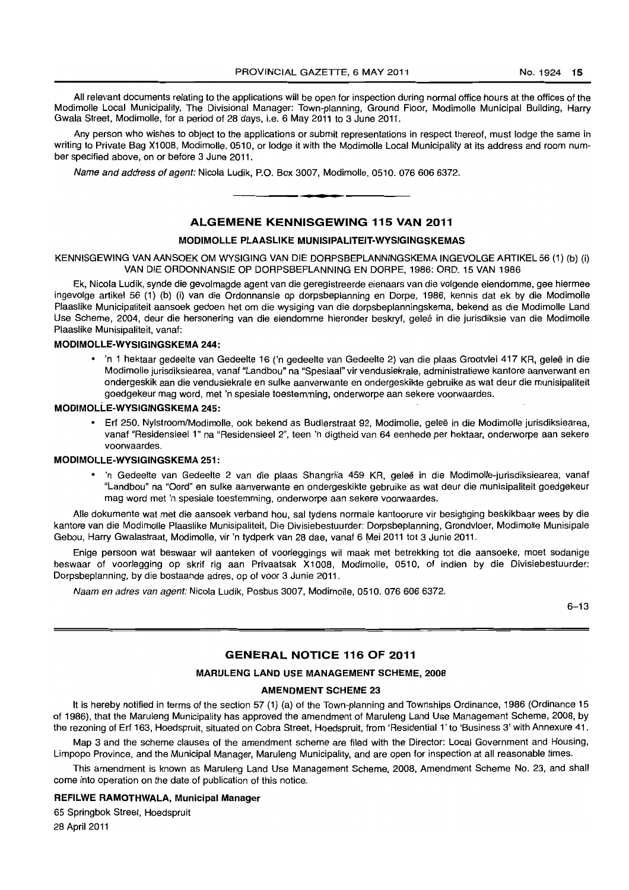All relevant documents relating to the applications will be open for inspection during normal office hours at the offices of the Modimolle Local Municipality, The Divisional Manager: Town-planning, Ground Floor, Modimolle Municipal Building, Harry Gwala Street, Modimolle, for a period of 28 days, i.e. 6 May 2011 to 3 June 2011.

Any person who wishes to object to the applications or submit representations in respect thereof, must lodge the same in writing to Private Bag X1008, Modimolle, 0510, or lodge it with the Modimolle Local Municipality at its address and room number specified above, on or before 3 June 2011.

*Name and address of agent:* Nicola Ludik, P.O. Box 3007, Modimolle, 0510. 076 606 6372.

---

## ALGEMENE KENNISGEWING 115 VAN 2011

### MODIMOLLE PLAASLIKE MUNISIPALITEIT-WYSIGINGSKEMAS

KENNISGEWING VAN AANSOEK OM WYSIGING VAN DIE DORPSBEPLANNINGSKEMA INGEVOLGE ARTIKEL 56 (1) (b) (i) VAN DIE ORDONNANSIE OP DORPSBEPLANNING EN DORPE, 1986: ORD. 15 VAN 1986

Ek, Nicola Ludik, synde die gevolmagde agent van die geregistreerde eienaars van die volgende eiendomme, gee hiermee ingevolge artikel 56 (1) (b) (i) van die Ordonnansie op dorpsbeplanning en Dorpe, 1986, kennis dat ek by die Modimolle Plaaslike Municipaliteit aansoek gedoen het om die wysiging van die dorpsbeplanningskema, bekend as die Modimolle Land Use Scheme, 2004, deur die hersonering van die eiendomme hieronder beskryf, geleë in die jurisdiksie van die Modimolle Plaaslike Munisipaliteit, vanaf:

**MODIMOLLE-WYSIGINGSKEMA 244:**

- 'n 1 hektaar gedeelte van Gedeelte 16 ('n gedeelte van Gedeelte 2) van die plaas Grootvlei 417 KR, geleë in die Modimolle jurisdiksiearea, vanaf "Landbou" na "Spesiaal" vir vendusiekrale, administratiewe kantore aanverwant en ondergeskik aan die vendusiekrale en sulke aanverwante en ondergeskikte gebruike as wat deur die munisipaliteit goedgekeur mag word, met 'n spesiale toestemming, onderworpe aan sekere voorwaardes.

**MODIMOLLE-WYSIGINGSKEMA 245:**

- Erf 250, Nylstroom/Modimolle, ook bekend as Budlerstraat 92, Modimolle, geleë in die Modimolle jurisdiksiearea, vanaf "Residensieel 1" na "Residensieel 2", teen 'n digtheid van 64 eenhede per hektaar, onderworpe aan sekere voorwaardes.

**MODIMOLLE-WYSIGINGSKEMA 251:**

- 'n Gedeelte van Gedeelte 2 van die plaas Shangrila 459 KR, geleë in die Modimolle-jurisdiksiearea, vanaf "Landbou" na "Oord" en sulke aanverwante en ondergeskikte gebruike as wat deur die munisipaliteit goedgekeur mag word met 'n spesiale toestemming, onderworpe aan sekere voorwaardes.

Alle dokumente wat met die aansoek verband hou, sal tydens normale kantoorure vir besigtiging beskikbaar wees by die kantore van die Modimolle Plaaslike Munisipaliteit, Die Divisiebestuurder: Dorpsbeplanning, Grondvloer, Modimolle Munisipale Gebou, Harry Gwalastraat, Modimolle, vir 'n tydperk van 28 dae, vanaf 6 Mei 2011 tot 3 Junie 2011.

Enige persoon wat beswaar wil aanteken of voorleggings wil maak met betrekking tot die aansoeke, moet sodanige beswaar of voorlegging op skrif rig aan Privaatsak X1008, Modimolle, 0510, of indien by die Divisiebestuurder: Dorpsbeplanning, by die bostaande adres, op of voor 3 Junie 2011.

*Naam en adres van agent:* Nicola Ludik, Posbus 3007, Modimolle, 0510. 076 606 6372.

6–13

---

## GENERAL NOTICE 116 OF 2011

### MARULENG LAND USE MANAGEMENT SCHEME, 2008

### AMENDMENT SCHEME 23

It is hereby notified in terms of the section 57 (1) (a) of the Town-planning and Townships Ordinance, 1986 (Ordinance 15 of 1986), that the Maruleng Municipality has approved the amendment of Maruleng Land Use Management Scheme, 2008, by the rezoning of Erf 163, Hoedspruit, situated on Cobra Street, Hoedspruit, from 'Residential 1' to 'Business 3' with Annexure 41.

Map 3 and the scheme clauses of the amendment scheme are filed with the Director: Local Government and Housing, Limpopo Province, and the Municipal Manager, Maruleng Municipality, and are open for inspection at all reasonable times.

This amendment is known as Maruleng Land Use Management Scheme, 2008, Amendment Scheme No. 23, and shall come into operation on the date of publication of this notice.

**REFILWE RAMOTHWALA, Municipal Manager**

65 Springbok Street, Hoedspruit

28 April 2011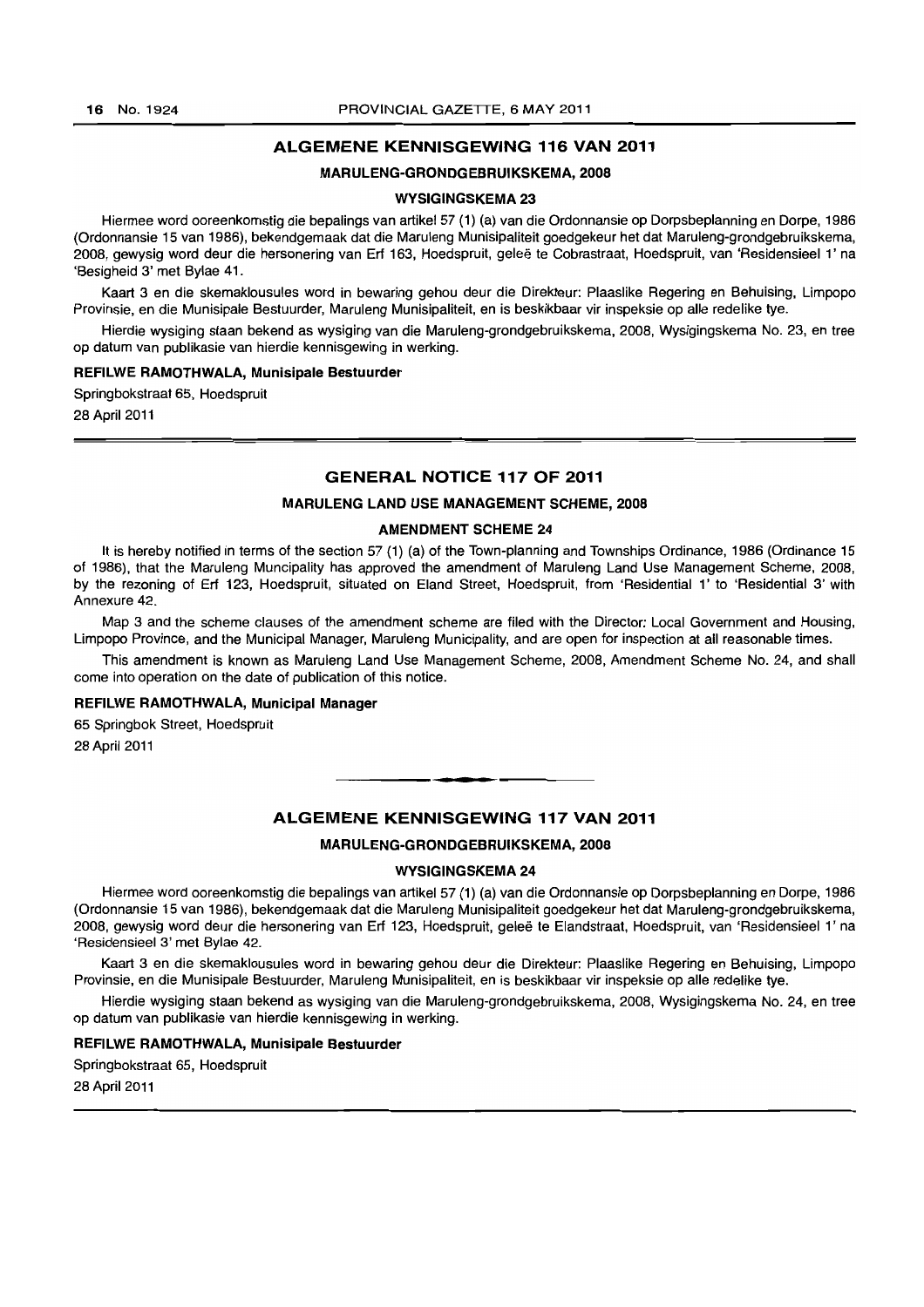## ALGEMENE KENNISGEWING 116 VAN 2011

### MARULENG-GRONDGEBRUIKSKEMA, 2008

#### WYSIGINGSKEMA 23

Hiermee word ooreenkomstig die bepalings van artikel 57 (1) (a) van die Ordonnansie op Dorpsbeplanning en Dorpe, 1986 (Ordonnansie 15 van 1986), bekendgemaak dat die Maruleng Munisipaliteit goedgekeur het dat Maruleng-grondgebruikskema, 2008, gewysig word deur die hersonering van Erf 163, Hoedspruit, geleë te Cobrastraat, Hoedspruit, van 'Residensieel 1' na 'Besigheid 3' met Bylae 41.

Kaart 3 en die skemaklousules word in bewaring gehou deur die Direkteur: Plaaslike Regering en Behuising, Limpopo Provinsie, en die Munisipale Bestuurder, Maruleng Munisipaliteit, en is beskikbaar vir inspeksie op alle redelike tye.

Hierdie wysiging staan bekend as wysiging van die Maruleng-grondgebruikskema, 2008, Wysigingskema No. 23, en tree op datum van publikasie van hierdie kennisgewing in werking.

**REFILWE RAMOTHWALA, Munisipale Bestuurder**

Springbokstraat 65, Hoedspruit

28 April 2011

## GENERAL NOTICE 117 OF 2011

### MARULENG LAND USE MANAGEMENT SCHEME, 2008

#### AMENDMENT SCHEME 24

It is hereby notified in terms of the section 57 (1) (a) of the Town-planning and Townships Ordinance, 1986 (Ordinance 15 of 1986), that the Maruleng Muncipality has approved the amendment of Maruleng Land Use Management Scheme, 2008, by the rezoning of Erf 123, Hoedspruit, situated on Eland Street, Hoedspruit, from 'Residential 1' to 'Residential 3' with Annexure 42.

Map 3 and the scheme clauses of the amendment scheme are filed with the Director: Local Government and Housing, Limpopo Province, and the Municipal Manager, Maruleng Municipality, and are open for inspection at all reasonable times.

This amendment is known as Maruleng Land Use Management Scheme, 2008, Amendment Scheme No. 24, and shall come into operation on the date of publication of this notice.

**REFILWE RAMOTHWALA, Municipal Manager**

65 Springbok Street, Hoedspruit

28 April 2011

## ALGEMENE KENNISGEWING 117 VAN 2011

### MARULENG-GRONDGEBRUIKSKEMA, 2008

#### WYSIGINGSKEMA 24

Hiermee word ooreenkomstig die bepalings van artikel 57 (1) (a) van die Ordonnansie op Dorpsbeplanning en Dorpe, 1986 (Ordonnansie 15 van 1986), bekendgemaak dat die Maruleng Munisipaliteit goedgekeur het dat Maruleng-grondgebruikskema, 2008, gewysig word deur die hersonering van Erf 123, Hoedspruit, geleë te Elandstraat, Hoedspruit, van 'Residensieel 1' na 'Residensieel 3' met Bylae 42.

Kaart 3 en die skemaklousules word in bewaring gehou deur die Direkteur: Plaaslike Regering en Behuising, Limpopo Provinsie, en die Munisipale Bestuurder, Maruleng Munisipaliteit, en is beskikbaar vir inspeksie op alle redelike tye.

Hierdie wysiging staan bekend as wysiging van die Maruleng-grondgebruikskema, 2008, Wysigingskema No. 24, en tree op datum van publikasie van hierdie kennisgewing in werking.

**REFILWE RAMOTHWALA, Munisipale Bestuurder**

Springbokstraat 65, Hoedspruit

28 April 2011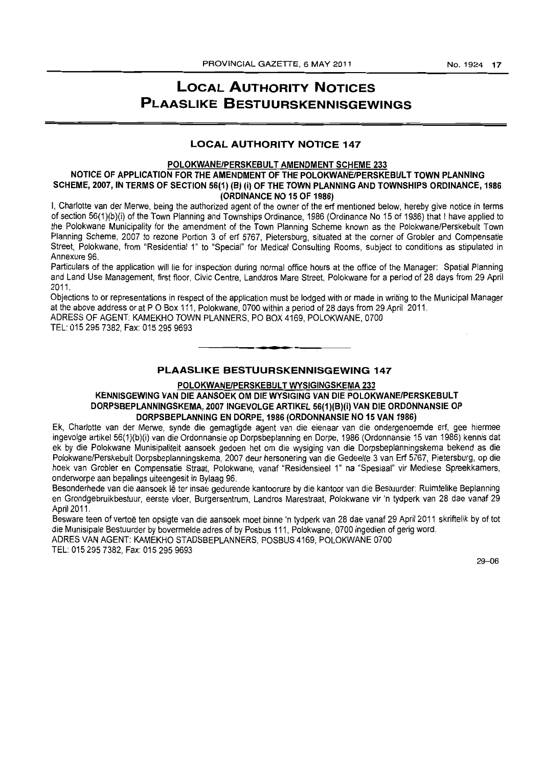# LOCAL AUTHORITY NOTICES
# PLAASLIKE BESTUURSKENNISGEWINGS

## LOCAL AUTHORITY NOTICE 147

**POLOKWANE/PERSKEBULT AMENDMENT SCHEME 233**

**NOTICE OF APPLICATION FOR THE AMENDMENT OF THE POLOKWANE/PERSKEBULT TOWN PLANNING SCHEME, 2007, IN TERMS OF SECTION 56(1) (B) (i) OF THE TOWN PLANNING AND TOWNSHIPS ORDINANCE, 1986 (ORDINANCE NO 15 OF 1986)**

I, Charlotte van der Merwe, being the authorized agent of the owner of the erf mentioned below, hereby give notice in terms of section 56(1)(b)(i) of the Town Planning and Townships Ordinance, 1986 (Ordinance No 15 of 1986) that I have applied to the Polokwane Municipality for the amendment of the Town Planning Scheme known as the Polokwane/Perskebult Town Planning Scheme, 2007 to rezone Portion 3 of erf 5767, Pietersburg, situated at the corner of Grobler and Compensatie Street, Polokwane, from "Residential 1" to "Special" for Medical Consulting Rooms, subject to conditions as stipulated in Annexure 96.

Particulars of the application will lie for inspection during normal office hours at the office of the Manager: Spatial Planning and Land Use Management, first floor, Civic Centre, Landdros Mare Street, Polokwane for a period of 28 days from 29 April 2011.

Objections to or representations in respect of the application must be lodged with or made in writing to the Municipal Manager at the above address or at P O Box 111, Polokwane, 0700 within a period of 28 days from 29 April 2011.

ADRESS OF AGENT: KAMEKHO TOWN PLANNERS, PO BOX 4169, POLOKWANE, 0700

TEL: 015 295 7382, Fax: 015 295 9693

---

## PLAASLIKE BESTUURSKENNISGEWING 147

**POLOKWANE/PERSKEBULT WYSIGINGSKEMA 233**

**KENNISGEWING VAN DIE AANSOEK OM DIE WYSIGING VAN DIE POLOKWANE/PERSKEBULT DORPSBEPLANNINGSKEMA, 2007 INGEVOLGE ARTIKEL 56(1)(B)(i) VAN DIE ORDONNANSIE OP DORPSBEPLANNING EN DORPE, 1986 (ORDONNANSIE NO 15 VAN 1986)**

Ek, Charlotte van der Merwe, synde die gemagtigde agent van die eienaar van die ondergenoemde erf, gee hiermee ingevolge artikel 56(1)(b)(i) van die Ordonnansie op Dorpsbeplanning en Dorpe, 1986 (Ordonnansie 15 van 1986) kennis dat ek by die Polokwane Munisipaliteit aansoek gedoen het om die wysiging van die Dorpsbeplanningskema bekend as die Polokwane/Perskebult Dorpsbeplanningskema, 2007 deur hersonering van die Gedeelte 3 van Erf 5767, Pietersburg, op die hoek van Grobler en Compensatie Straat, Polokwane, vanaf "Residensieel 1" na "Spesiaal" vir Mediese Spreekkamers, onderworpe aan bepalings uiteengesit in Bylaag 96.

Besonderhede van die aansoek lê ter insae gedurende kantoorure by die kantoor van die Bestuurder: Ruimtelike Beplanning en Grondgebruikbestuur, eerste vloer, Burgersentrum, Landros Marestraat, Polokwane vir 'n tydperk van 28 dae vanaf 29 April 2011.

Besware teen of vertoë ten opsigte van die aansoek moet binne 'n tydperk van 28 dae vanaf 29 April 2011 skriftelik by of tot die Munisipale Bestuurder by bovermelde adres of by Posbus 111, Polokwane, 0700 ingedien of gerig word.

ADRES VAN AGENT: KAMEKHO STADSBEPLANNERS, POSBUS 4169, POLOKWANE 0700

TEL: 015 295 7382, Fax: 015 295 9693

29–06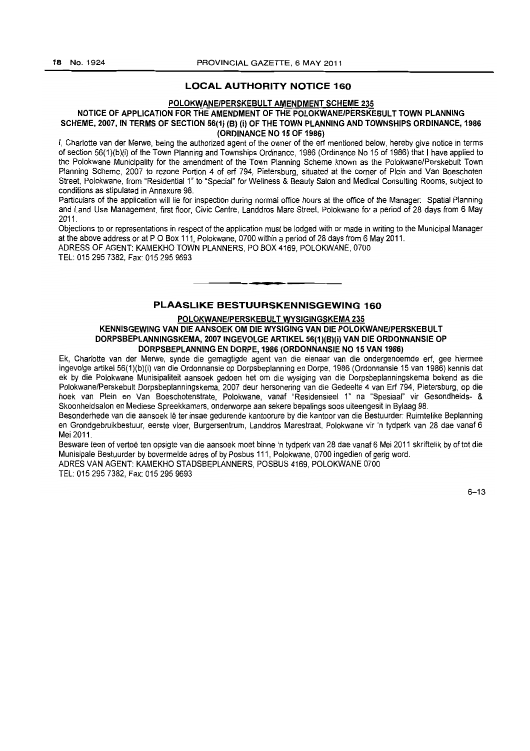## LOCAL AUTHORITY NOTICE 160

**POLOKWANE/PERSKEBULT AMENDMENT SCHEME 235**

**NOTICE OF APPLICATION FOR THE AMENDMENT OF THE POLOKWANE/PERSKEBULT TOWN PLANNING SCHEME, 2007, IN TERMS OF SECTION 56(1) (B) (i) OF THE TOWN PLANNING AND TOWNSHIPS ORDINANCE, 1986 (ORDINANCE NO 15 OF 1986)**

I, Charlotte van der Merwe, being the authorized agent of the owner of the erf mentioned below, hereby give notice in terms of section 56(1)(b)(i) of the Town Planning and Townships Ordinance, 1986 (Ordinance No 15 of 1986) that I have applied to the Polokwane Municipality for the amendment of the Town Planning Scheme known as the Polokwane/Perskebult Town Planning Scheme, 2007 to rezone Portion 4 of erf 794, Pietersburg, situated at the corner of Plein and Van Boeschoten Street, Polokwane, from "Residential 1" to "Special" for Wellness & Beauty Salon and Medical Consulting Rooms, subject to conditions as stipulated in Annexure 98.

Particulars of the application will lie for inspection during normal office hours at the office of the Manager: Spatial Planning and Land Use Management, first floor, Civic Centre, Landdros Mare Street, Polokwane for a period of 28 days from 6 May 2011.

Objections to or representations in respect of the application must be lodged with or made in writing to the Municipal Manager at the above address or at P O Box 111, Polokwane, 0700 within a period of 28 days from 6 May 2011.

ADRESS OF AGENT: KAMEKHO TOWN PLANNERS, PO BOX 4169, POLOKWANE, 0700

TEL: 015 295 7382, Fax: 015 295 9693

---

## PLAASLIKE BESTUURSKENNISGEWING 160

**POLOKWANE/PERSKEBULT WYSIGINGSKEMA 235**

**KENNISGEWING VAN DIE AANSOEK OM DIE WYSIGING VAN DIE POLOKWANE/PERSKEBULT DORPSBEPLANNINGSKEMA, 2007 INGEVOLGE ARTIKEL 56(1)(B)(i) VAN DIE ORDONNANSIE OP DORPSBEPLANNING EN DORPE, 1986 (ORDONNANSIE NO 15 VAN 1986)**

Ek, Charlotte van der Merwe, synde die gemagtigde agent van die eienaar van die ondergenoemde erf, gee hiermee ingevolge artikel 56(1)(b)(i) van die Ordonnansie op Dorpsbeplanning en Dorpe, 1986 (Ordonnansie 15 van 1986) kennis dat ek by die Polokwane Munisipaliteit aansoek gedoen het om die wysiging van die Dorpsbeplanningskema bekend as die Polokwane/Perskebult Dorpsbeplanningskema, 2007 deur hersonering van die Gedeelte 4 van Erf 794, Pietersburg, op die hoek van Plein en Van Boeschotenstrate, Polokwane, vanaf "Residensieel 1" na "Spesiaal" vir Gesondheids- & Skoonheidsalon en Mediese Spreekkamers, onderworpe aan sekere bepalings soos uiteengesit in Bylaag 98.

Besonderhede van die aansoek lê ter insae gedurende kantoorure by die kantoor van die Bestuurder: Ruimtelike Beplanning en Grondgebruikbestuur, eerste vloer, Burgersentrum, Landdros Marestraat, Polokwane vir 'n tydperk van 28 dae vanaf 6 Mei 2011.

Besware teen of vertoë ten opsigte van die aansoek moet binne 'n tydperk van 28 dae vanaf 6 Mei 2011 skriftelik by of tot die Munisipale Bestuurder by bovermelde adres of by Posbus 111, Polokwane, 0700 ingedien of gerig word.

ADRES VAN AGENT: KAMEKHO STADSBEPLANNERS, POSBUS 4169, POLOKWANE 0700

TEL: 015 295 7382, Fax: 015 295 9693

6–13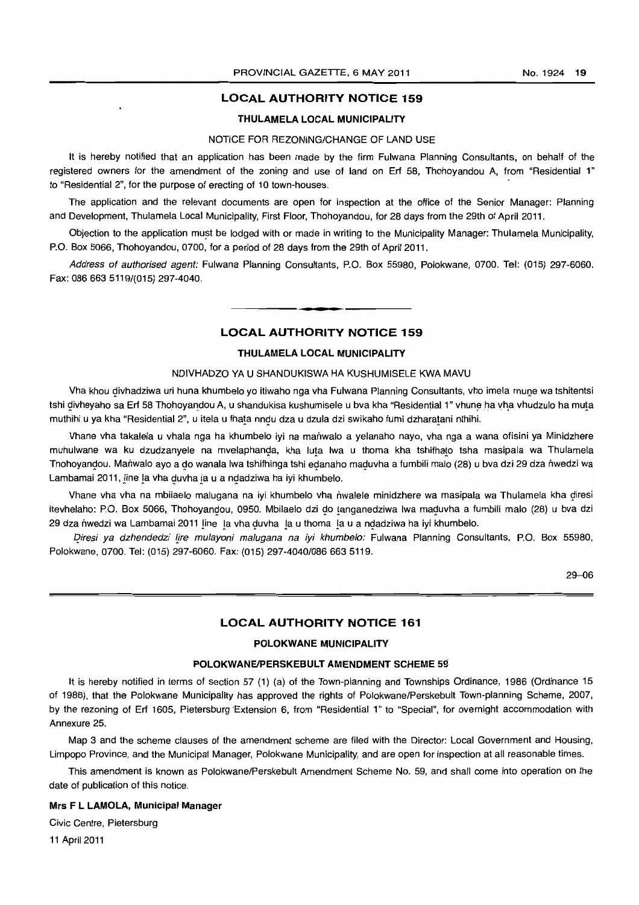## LOCAL AUTHORITY NOTICE 159

### THULAMELA LOCAL MUNICIPALITY

NOTICE FOR REZONING/CHANGE OF LAND USE

It is hereby notified that an application has been made by the firm Fulwana Planning Consultants, on behalf of the registered owners for the amendment of the zoning and use of land on Erf 58, Thohoyandou A, from "Residential 1" to "Residential 2", for the purpose of erecting of 10 town-houses.

The application and the relevant documents are open for inspection at the office of the Senior Manager: Planning and Development, Thulamela Local Municipality, First Floor, Thohoyandou, for 28 days from the 29th of April 2011.

Objection to the application must be lodged with or made in writing to the Municipality Manager: Thulamela Municipality, P.O. Box 5066, Thohoyandou, 0700, for a period of 28 days from the 29th of April 2011.

*Address of authorised agent:* Fulwana Planning Consultants, P.O. Box 55980, Polokwane, 0700. Tel: (015) 297-6060. Fax: 086 663 5119/(015) 297-4040.

---

## LOCAL AUTHORITY NOTICE 159

### THULAMELA LOCAL MUNICIPALITY

NDIVHADZO YA U SHANDUKISWA HA KUSHUMISELE KWA MAVU

Vha khou ḓivhadziwa uri huna khumbelo yo itiwaho nga vha Fulwana Planning Consultants, vho imela muṋe wa tshitentsi tshi ḓivheyaho sa Erf 58 Thohoyandou A, u shandukisa kushumisele u bva kha "Residential 1" vhuṋe ha vha vhudzulo ha muṭa muthihi u ya kha "Residential 2", u itela u fhaṭa nnḓu dza u dzula dzi swikaho fumi dzharaṭani nthihi.

Vhane vha takalela u vhala nga ha khumbelo iyi na maṅwalo a yelanaho nayo, vha nga a wana ofisini ya Minidzhere muhulwane wa ku dzudzanyele na mvelaphanḓa, kha luṭa lwa u thoma kha tshifhaṭo tsha masipala wa Thulamela Thohoyandou. Maṅwalo ayo a ḓo wanala lwa tshifhinga tshi eḓanaho maḓuvha a fumbili malo (28) u bva dzi 29 dza ṅwedzi wa Lambamai 2011, ḽine ḽa vha ḓuvha ḽa u a nḓadziwa ha iyi khumbelo.

Vhane vha vha na mbilaelo malugana na iyi khumbelo vha ṅwalele minidzhere wa masipala wa Thulamela kha ḓiresi itevhelaho: P.O. Box 5066, Thohoyanḓou, 0950. Mbilaelo dzi ḓo ṱanganedziwa lwa maḓuvha a fumbili malo (28) u bva dzi 29 dza ṅwedzi wa Lambamai 2011 ḽine ḽa vha ḓuvha ḽa u thoma ḽa u a nḓadziwa ha iyi khumbelo.

*Ḓiresi ya dzhendedzi ḽire mulayoni malugana na iyi khumbelo:* Fulwana Planning Consultants, P.O. Box 55980, Polokwane, 0700. Tel: (015) 297-6060. Fax: (015) 297-4040/086 663 5119.

29–06

---

## LOCAL AUTHORITY NOTICE 161

### POLOKWANE MUNICIPALITY

#### POLOKWANE/PERSKEBULT AMENDMENT SCHEME 59

It is hereby notified in terms of section 57 (1) (a) of the Town-planning and Townships Ordinance, 1986 (Ordinance 15 of 1986), that the Polokwane Municipality has approved the rights of Polokwane/Perskebult Town-planning Scheme, 2007, by the rezoning of Erf 1605, Pietersburg Extension 6, from "Residential 1" to "Special", for overnight accommodation with Annexure 25.

Map 3 and the scheme clauses of the amendment scheme are filed with the Director: Local Government and Housing, Limpopo Province, and the Municipal Manager, Polokwane Municipality, and are open for inspection at all reasonable times.

This amendment is known as Polokwane/Perskebult Amendment Scheme No. 59, and shall come into operation on the date of publication of this notice.

**Mrs F L LAMOLA, Municipal Manager**

Civic Centre, Pietersburg

11 April 2011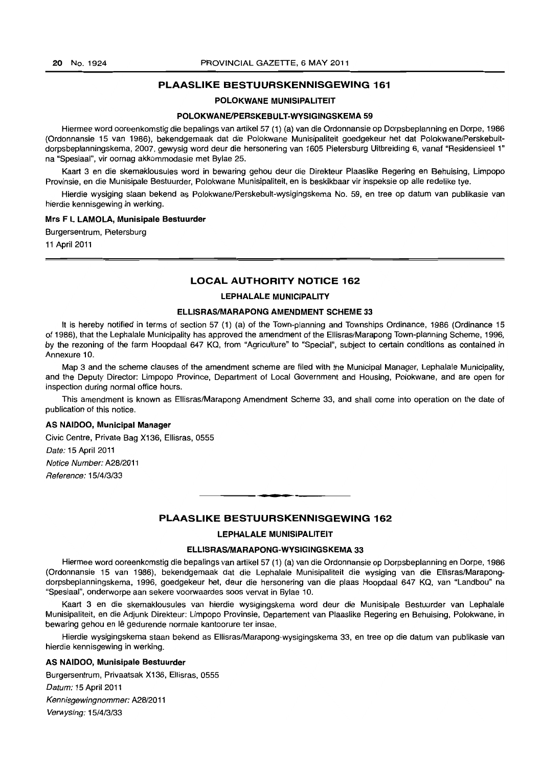## PLAASLIKE BESTUURSKENNISGEWING 161

### POLOKWANE MUNISIPALITEIT

### POLOKWANE/PERSKEBULT-WYSIGINGSKEMA 59

Hiermee word ooreenkomstig die bepalings van artikel 57 (1) (a) van die Ordonnansie op Dorpsbeplanning en Dorpe, 1986 (Ordonnansie 15 van 1986), bekendgemaak dat die Polokwane Munisipaliteit goedgekeur het dat Polokwane/Perskebult-dorpsbeplanningskema, 2007, gewysig word deur die hersonering van 1605 Pietersburg Uitbreiding 6, vanaf "Residensieel 1" na "Spesiaal", vir oornag akkommodasie met Bylae 25.

Kaart 3 en die skemaklousules word in bewaring gehou deur die Direkteur Plaaslike Regering en Behuising, Limpopo Provinsie, en die Munisipale Bestuurder, Polokwane Munisipaliteit, en is beskikbaar vir inspeksie op alle redelike tye.

Hierdie wysiging staan bekend as Polokwane/Perskebult-wysigingskema No. 59, en tree op datum van publikasie van hierdie kennisgewing in werking.

**Mrs F L LAMOLA, Munisipale Bestuurder**

Burgersentrum, Pietersburg

11 April 2011

## LOCAL AUTHORITY NOTICE 162

### LEPHALALE MUNICIPALITY

### ELLISRAS/MARAPONG AMENDMENT SCHEME 33

It is hereby notified in terms of section 57 (1) (a) of the Town-planning and Townships Ordinance, 1986 (Ordinance 15 of 1986), that the Lephalale Municipality has approved the amendment of the Ellisras/Marapong Town-planning Scheme, 1996, by the rezoning of the farm Hoopdaal 647 KQ, from "Agriculture" to "Special", subject to certain conditions as contained in Annexure 10.

Map 3 and the scheme clauses of the amendment scheme are filed with the Municipal Manager, Lephalale Municipality, and the Deputy Director: Limpopo Province, Department of Local Government and Housing, Polokwane, and are open for inspection during normal office hours.

This amendment is known as Ellisras/Marapong Amendment Scheme 33, and shall come into operation on the date of publication of this notice.

**AS NAIDOO, Municipal Manager**

Civic Centre, Private Bag X136, Ellisras, 0555

*Date:* 15 April 2011

*Notice Number:* A28/2011

*Reference:* 15/4/3/33

## PLAASLIKE BESTUURSKENNISGEWING 162

### LEPHALALE MUNISIPALITEIT

### ELLISRAS/MARAPONG-WYSIGINGSKEMA 33

Hiermee word ooreenkomstig die bepalings van artikel 57 (1) (a) van die Ordonnansie op Dorpsbeplanning en Dorpe, 1986 (Ordonnansie 15 van 1986), bekendgemaak dat die Lephalale Munisipaliteit die wysiging van die Ellisras/Marapong-dorpsbeplanningskema, 1996, goedgekeur het, deur die hersonering van die plaas Hoopdaal 647 KQ, van "Landbou" na "Spesiaal", onderworpe aan sekere voorwaardes soos vervat in Bylae 10.

Kaart 3 en die skemaklousules van hierdie wysigingskema word deur die Munisipale Bestuurder van Lephalale Munisipaliteit, en die Adjunk Direkteur: Limpopo Provinsie, Departement van Plaaslike Regering en Behuising, Polokwane, in bewaring gehou en lê gedurende normale kantoorure ter insae.

Hierdie wysigingskema staan bekend as Ellisras/Marapong-wysigingskema 33, en tree op die datum van publikasie van hierdie kennisgewing in werking.

**AS NAIDOO, Munisipale Bestuurder**

Burgersentrum, Privaatsak X136, Ellisras, 0555

*Datum:* 15 April 2011

*Kennisgewingnommer:* A28/2011

*Verwysing:* 15/4/3/33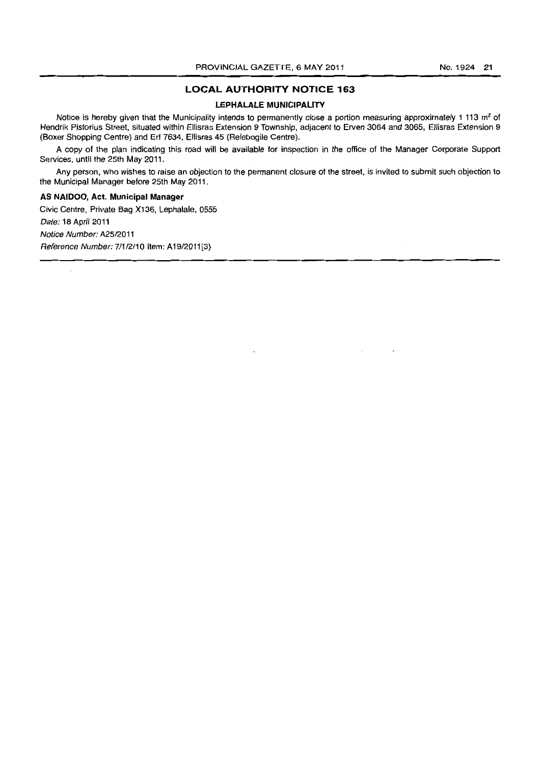## LOCAL AUTHORITY NOTICE 163

### LEPHALALE MUNICIPALITY

Notice is hereby given that the Municipality intends to permanently close a portion measuring approximately 1 113 $m^2$ of Hendrik Pistorius Street, situated within Ellisras Extension 9 Township, adjacent to Erven 3064 and 3065, Ellisras Extension 9 (Boxer Shopping Centre) and Erf 7634, Ellisras 45 (Relebogile Centre).

A copy of the plan indicating this road will be available for inspection in the office of the Manager Corporate Support Services, until the 25th May 2011.

Any person, who wishes to raise an objection to the permanent closure of the street, is invited to submit such objection to the Municipal Manager before 25th May 2011.

**AS NAIDOO, Act. Municipal Manager**

Civic Centre, Private Bag X136, Lephalale, 0555

*Date:* 18 April 2011

*Notice Number:* A25/2011

*Reference Number:* 7/1/2/10 Item: A19/2011(3)